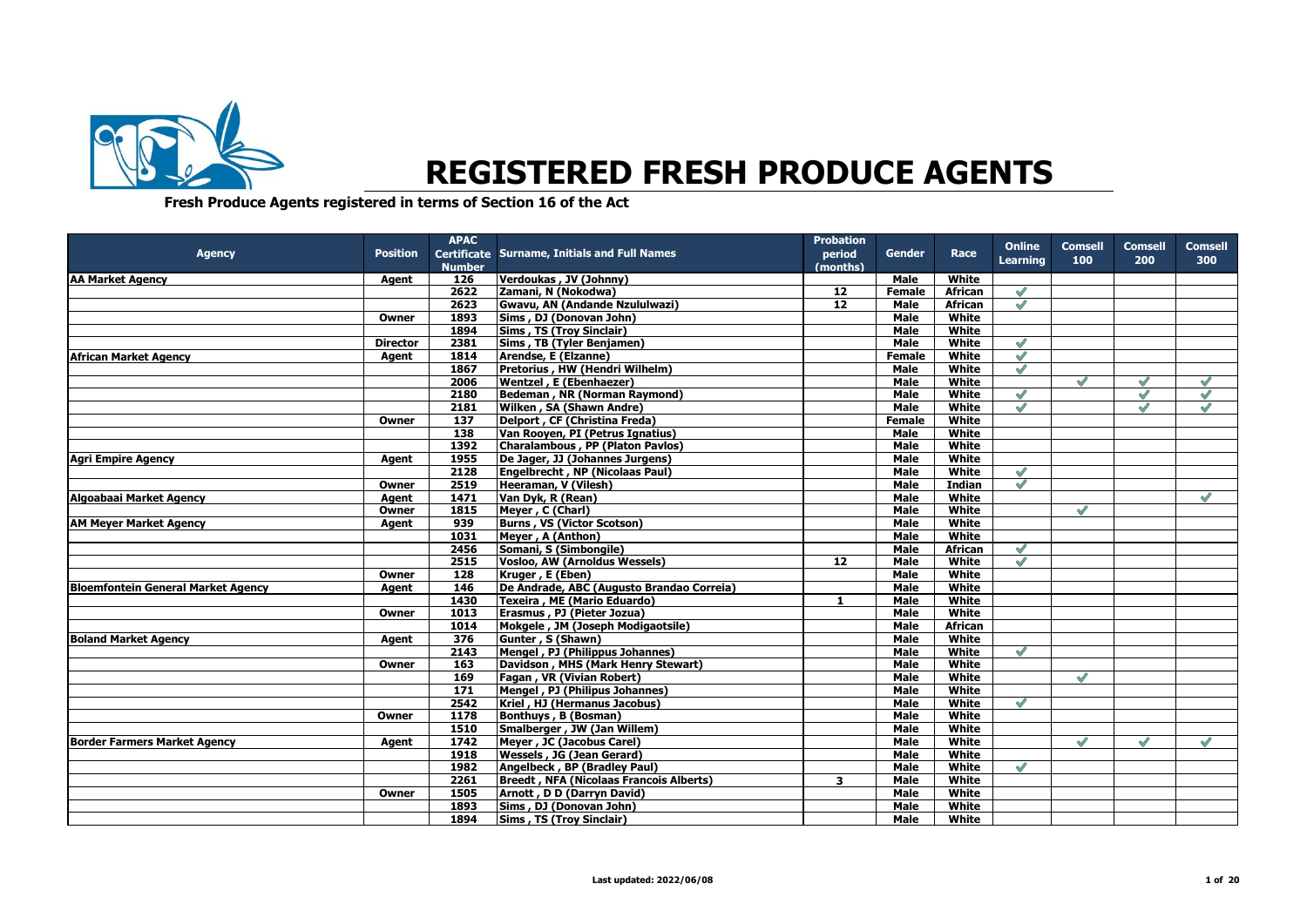# REGISTERED FRESH PRODUCE AGENTS

**Fresh Produce Agents registered in terms of Section 16 of the Act**

| Agency | Position | APAC Certificate Number | Surname, Initials and Full Names | Probation period (months) | Gender | Race | Online Learning | Comsell 100 | Comsell 200 | Comsell 300 |
|---|---|---|---|---|---|---|---|---|---|---|
| AA Market Agency | Agent | 126 | Verdoukas , JV (Johnny) | | Male | White | | | | |
| | | 2622 | Zamani, N (Nokodwa) | 12 | Female | African | ✓ | | | |
| | | 2623 | Gwavu, AN (Andande Nzululwazi) | 12 | Male | African | ✓ | | | |
| | Owner | 1893 | Sims , DJ (Donovan John) | | Male | White | | | | |
| | | 1894 | Sims , TS (Troy Sinclair) | | Male | White | | | | |
| | Director | 2381 | Sims , TB (Tyler Benjamen) | | Male | White | ✓ | | | |
| African Market Agency | Agent | 1814 | Arendse, E (Elzanne) | | Female | White | ✓ | | | |
| | | 1867 | Pretorius , HW (Hendri Wilhelm) | | Male | White | ✓ | | | |
| | | 2006 | Wentzel , E (Ebenhaezer) | | Male | White | | ✓ | ✓ | ✓ |
| | | 2180 | Bedeman , NR (Norman Raymond) | | Male | White | ✓ | | ✓ | ✓ |
| | | 2181 | Wilken , SA (Shawn Andre) | | Male | White | ✓ | | ✓ | ✓ |
| | Owner | 137 | Delport , CF (Christina Freda) | | Female | White | | | | |
| | | 138 | Van Rooyen, PI (Petrus Ignatius) | | Male | White | | | | |
| | | 1392 | Charalambous , PP (Platon Pavlos) | | Male | White | | | | |
| Agri Empire Agency | Agent | 1955 | De Jager, JJ (Johannes Jurgens) | | Male | White | | | | |
| | | 2128 | Engelbrecht , NP (Nicolaas Paul) | | Male | White | ✓ | | | |
| | Owner | 2519 | Heeraman, V (Vilesh) | | Male | Indian | ✓ | | | |
| Algoabaai Market Agency | Agent | 1471 | Van Dyk, R (Rean) | | Male | White | | | | ✓ |
| | Owner | 1815 | Meyer , C (Charl) | | Male | White | | ✓ | | |
| AM Meyer Market Agency | Agent | 939 | Burns , VS (Victor Scotson) | | Male | White | | | | |
| | | 1031 | Meyer , A (Anthon) | | Male | White | | | | |
| | | 2456 | Somani, S (Simbongile) | | Male | African | ✓ | | | |
| | | 2515 | Vosloo, AW (Arnoldus Wessels) | 12 | Male | White | ✓ | | | |
| | Owner | 128 | Kruger , E (Eben) | | Male | White | | | | |
| Bloemfontein General Market Agency | Agent | 146 | De Andrade, ABC (Augusto Brandao Correia) | | Male | White | | | | |
| | | 1430 | Texeira , ME (Mario Eduardo) | 1 | Male | White | | | | |
| | Owner | 1013 | Erasmus , PJ (Pieter Jozua) | | Male | White | | | | |
| | | 1014 | Mokgele , JM (Joseph Modigaotsile) | | Male | African | | | | |
| Boland Market Agency | Agent | 376 | Gunter , S (Shawn) | | Male | White | | | | |
| | | 2143 | Mengel , PJ (Philippus Johannes) | | Male | White | ✓ | | | |
| | Owner | 163 | Davidson , MHS (Mark Henry Stewart) | | Male | White | | | | |
| | | 169 | Fagan , VR (Vivian Robert) | | Male | White | | ✓ | | |
| | | 171 | Mengel , PJ (Philipus Johannes) | | Male | White | | | | |
| | | 2542 | Kriel , HJ (Hermanus Jacobus) | | Male | White | ✓ | | | |
| | Owner | 1178 | Bonthuys , B (Bosman) | | Male | White | | | | |
| | | 1510 | Smalberger , JW (Jan Willem) | | Male | White | | | | |
| Border Farmers Market Agency | Agent | 1742 | Meyer , JC (Jacobus Carel) | | Male | White | | ✓ | ✓ | ✓ |
| | | 1918 | Wessels , JG (Jean Gerard) | | Male | White | | | | |
| | | 1982 | Angelbeck , BP (Bradley Paul) | | Male | White | ✓ | | | |
| | | 2261 | Breedt , NFA (Nicolaas Francois Alberts) | 3 | Male | White | | | | |
| | Owner | 1505 | Arnott , D D (Darryn David) | | Male | White | | | | |
| | | 1893 | Sims , DJ (Donovan John) | | Male | White | | | | |
| | | 1894 | Sims , TS (Troy Sinclair) | | Male | White | | | | |

Last updated: 2022/06/08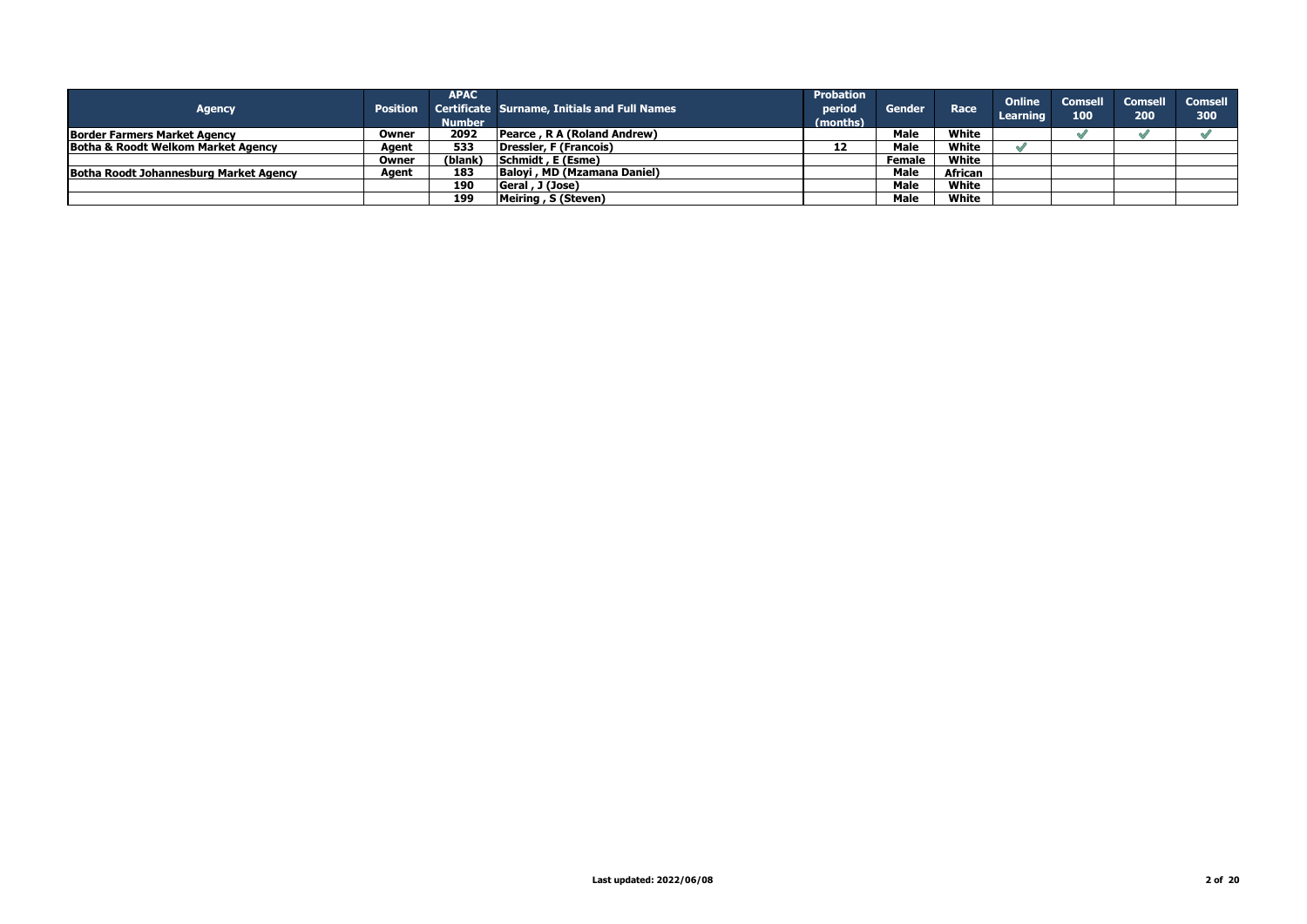| Agency | Position | APAC Certificate Number | Surname, Initials and Full Names | Probation period (months) | Gender | Race | Online Learning | Comsell 100 | Comsell 200 | Comsell 300 |
|---|---|---|---|---|---|---|---|---|---|---|
| **Border Farmers Market Agency** | Owner | 2092 | Pearce , R A (Roland Andrew) | | Male | White | | ✔ | ✔ | ✔ |
| **Botha & Roodt Welkom Market Agency** | Agent | 533 | Dressler, F (Francois) | 12 | Male | White | ✔ | | | |
| | Owner | (blank) | Schmidt , E (Esme) | | Female | White | | | | |
| **Botha Roodt Johannesburg Market Agency** | Agent | 183 | Baloyi , MD (Mzamana Daniel) | | Male | African | | | | |
| | | 190 | Geral , J (Jose) | | Male | White | | | | |
| | | 199 | Meiring , S (Steven) | | Male | White | | | | |

**Last updated: 2022/06/08**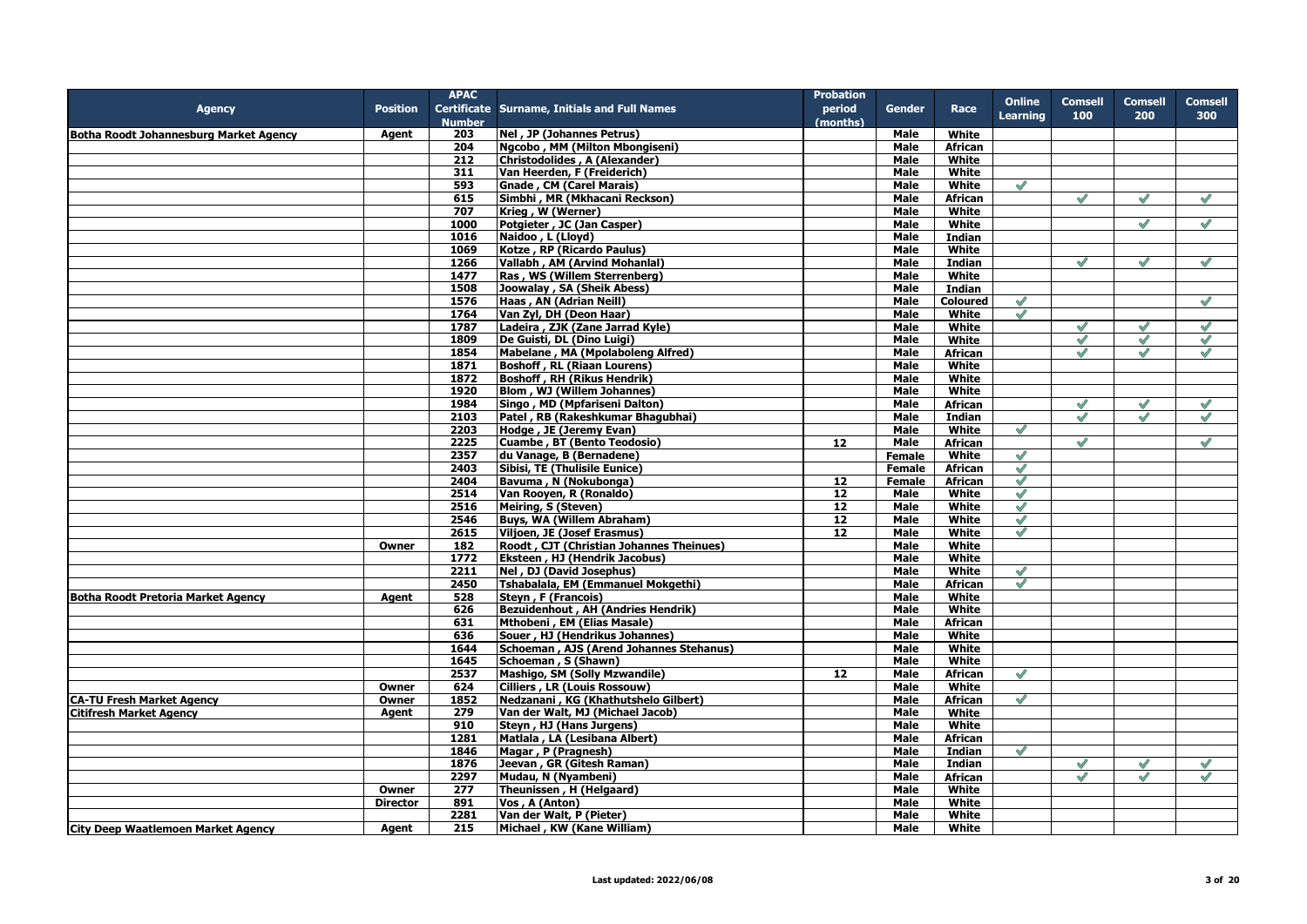| Agency | Position | APAC Certificate Number | Surname, Initials and Full Names | Probation period (months) | Gender | Race | Online Learning | Comsell 100 | Comsell 200 | Comsell 300 |
|---|---|---|---|---|---|---|---|---|---|---|
| Botha Roodt Johannesburg Market Agency | Agent | 203 | Nel , JP (Johannes Petrus) | | Male | White | | | | |
| | | 204 | Ngcobo , MM (Milton Mbongiseni) | | Male | African | | | | |
| | | 212 | Christodolides , A (Alexander) | | Male | White | | | | |
| | | 311 | Van Heerden, F (Freiderich) | | Male | White | | | | |
| | | 593 | Gnade , CM (Carel Marais) | | Male | White | ✓ | | | |
| | | 615 | Simbhi , MR (Mkhacani Reckson) | | Male | African | | ✓ | ✓ | ✓ |
| | | 707 | Krieg , W (Werner) | | Male | White | | | | |
| | | 1000 | Potgieter , JC (Jan Casper) | | Male | White | | | ✓ | ✓ |
| | | 1016 | Naidoo , L (Lloyd) | | Male | Indian | | | | |
| | | 1069 | Kotze , RP (Ricardo Paulus) | | Male | White | | | | |
| | | 1266 | Vallabh , AM (Arvind Mohanlal) | | Male | Indian | | ✓ | ✓ | ✓ |
| | | 1477 | Ras , WS (Willem Sterrenberg) | | Male | White | | | | |
| | | 1508 | Joowalay , SA (Sheik Abess) | | Male | Indian | | | | |
| | | 1576 | Haas , AN (Adrian Neill) | | Male | Coloured | ✓ | | | ✓ |
| | | 1764 | Van Zyl, DH (Deon Haar) | | Male | White | ✓ | | | |
| | | 1787 | Ladeira , ZJK (Zane Jarrad Kyle) | | Male | White | | ✓ | ✓ | ✓ |
| | | 1809 | De Guisti, DL (Dino Luigi) | | Male | White | | ✓ | ✓ | ✓ |
| | | 1854 | Mabelane , MA (Mpolaboleng Alfred) | | Male | African | | ✓ | ✓ | ✓ |
| | | 1871 | Boshoff , RL (Riaan Lourens) | | Male | White | | | | |
| | | 1872 | Boshoff , RH (Rikus Hendrik) | | Male | White | | | | |
| | | 1920 | Blom , WJ (Willem Johannes) | | Male | White | | | | |
| | | 1984 | Singo , MD (Mpfariseni Dalton) | | Male | African | | ✓ | ✓ | ✓ |
| | | 2103 | Patel , RB (Rakeshkumar Bhagubhai) | | Male | Indian | | ✓ | ✓ | ✓ |
| | | 2203 | Hodge , JE (Jeremy Evan) | | Male | White | ✓ | | | |
| | | 2225 | Cuambe , BT (Bento Teodosio) | 12 | Male | African | | ✓ | | ✓ |
| | | 2357 | du Vanage, B (Bernadene) | | Female | White | ✓ | | | |
| | | 2403 | Sibisi, TE (Thulisile Eunice) | | Female | African | ✓ | | | |
| | | 2404 | Bavuma , N (Nokubonga) | 12 | Female | African | ✓ | | | |
| | | 2514 | Van Rooyen, R (Ronaldo) | 12 | Male | White | ✓ | | | |
| | | 2516 | Meiring, S (Steven) | 12 | Male | White | ✓ | | | |
| | | 2546 | Buys, WA (Willem Abraham) | 12 | Male | White | ✓ | | | |
| | | 2615 | Viljoen, JE (Josef Erasmus) | 12 | Male | White | ✓ | | | |
| | Owner | 182 | Roodt , CJT (Christian Johannes Theinues) | | Male | White | | | | |
| | | 1772 | Eksteen , HJ (Hendrik Jacobus) | | Male | White | | | | |
| | | 2211 | Nel , DJ (David Josephus) | | Male | White | ✓ | | | |
| | | 2450 | Tshabalala, EM (Emmanuel Mokgethi) | | Male | African | ✓ | | | |
| Botha Roodt Pretoria Market Agency | Agent | 528 | Steyn , F (Francois) | | Male | White | | | | |
| | | 626 | Bezuidenhout , AH (Andries Hendrik) | | Male | White | | | | |
| | | 631 | Mthobeni , EM (Elias Masale) | | Male | African | | | | |
| | | 636 | Souer , HJ (Hendrikus Johannes) | | Male | White | | | | |
| | | 1644 | Schoeman , AJS (Arend Johannes Stehanus) | | Male | White | | | | |
| | | 1645 | Schoeman , S (Shawn) | | Male | White | | | | |
| | | 2537 | Mashigo, SM (Solly Mzwandile) | 12 | Male | African | ✓ | | | |
| | Owner | 624 | Cilliers , LR (Louis Rossouw) | | Male | White | | | | |
| CA-TU Fresh Market Agency | Owner | 1852 | Nedzanani , KG (Khathutshelo Gilbert) | | Male | African | ✓ | | | |
| Citifresh Market Agency | Agent | 279 | Van der Walt, MJ (Michael Jacob) | | Male | White | | | | |
| | | 910 | Steyn , HJ (Hans Jurgens) | | Male | White | | | | |
| | | 1281 | Matlala , LA (Lesibana Albert) | | Male | African | | | | |
| | | 1846 | Magar , P (Pragnesh) | | Male | Indian | ✓ | | | |
| | | 1876 | Jeevan , GR (Gitesh Raman) | | Male | Indian | | ✓ | ✓ | ✓ |
| | | 2297 | Mudau, N (Nyambeni) | | Male | African | | ✓ | ✓ | ✓ |
| | Owner | 277 | Theunissen , H (Helgaard) | | Male | White | | | | |
| | Director | 891 | Vos , A (Anton) | | Male | White | | | | |
| | | 2281 | Van der Walt, P (Pieter) | | Male | White | | | | |
| City Deep Waatlemoen Market Agency | Agent | 215 | Michael , KW (Kane William) | | Male | White | | | | |

Last updated: 2022/06/08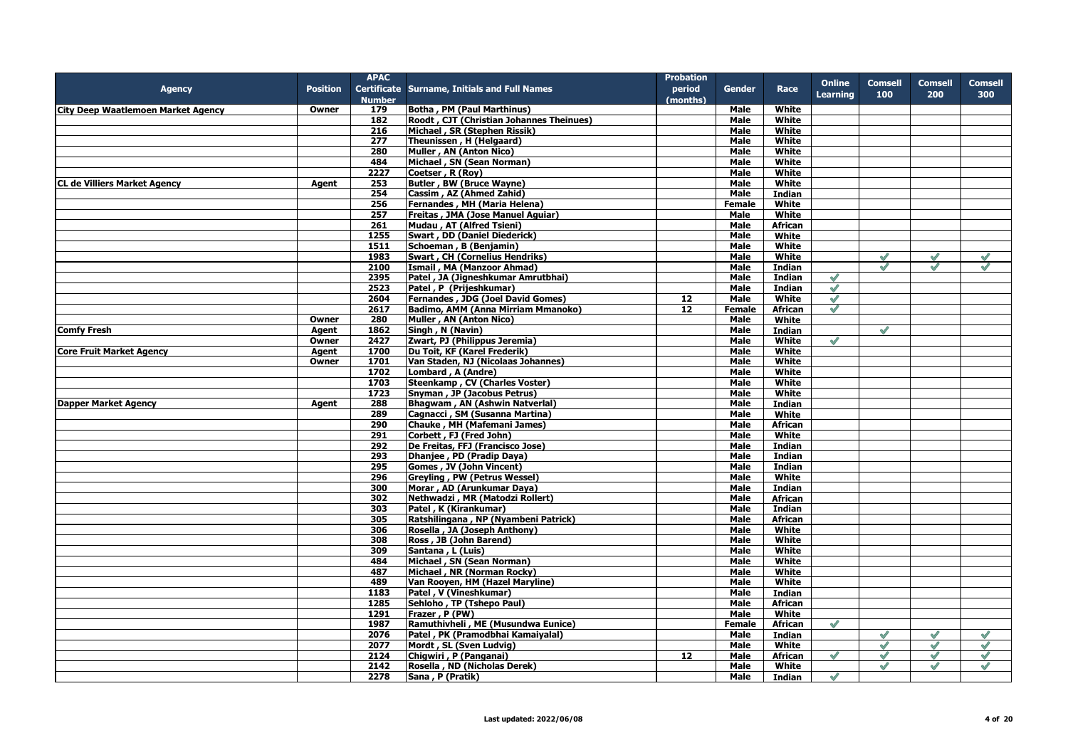| Agency | Position | APAC Certificate Number | Surname, Initials and Full Names | Probation period (months) | Gender | Race | Online Learning | Comsell 100 | Comsell 200 | Comsell 300 |
|---|---|---|---|---|---|---|---|---|---|---|
| City Deep Waatlemoen Market Agency | Owner | 179 | Botha , PM (Paul Marthinus) | | Male | White | | | | |
| | | 182 | Roodt , CJT (Christian Johannes Theinues) | | Male | White | | | | |
| | | 216 | Michael , SR (Stephen Rissik) | | Male | White | | | | |
| | | 277 | Theunissen , H (Helgaard) | | Male | White | | | | |
| | | 280 | Muller , AN (Anton Nico) | | Male | White | | | | |
| | | 484 | Michael , SN (Sean Norman) | | Male | White | | | | |
| | | 2227 | Coetser , R (Roy) | | Male | White | | | | |
| CL de Villiers Market Agency | Agent | 253 | Butler , BW (Bruce Wayne) | | Male | White | | | | |
| | | 254 | Cassim , AZ (Ahmed Zahid) | | Male | Indian | | | | |
| | | 256 | Fernandes , MH (Maria Helena) | | Female | White | | | | |
| | | 257 | Freitas , JMA (Jose Manuel Aguiar) | | Male | White | | | | |
| | | 261 | Mudau , AT (Alfred Tsieni) | | Male | African | | | | |
| | | 1255 | Swart , DD (Daniel Diederick) | | Male | White | | | | |
| | | 1511 | Schoeman , B (Benjamin) | | Male | White | | | | |
| | | 1983 | Swart , CH (Cornelius Hendriks) | | Male | White | | ✔ | ✔ | ✔ |
| | | 2100 | Ismail , MA (Manzoor Ahmad) | | Male | Indian | | ✔ | ✔ | ✔ |
| | | 2395 | Patel , JA (Jigneshkumar Amrutbhai) | | Male | Indian | ✔ | | | |
| | | 2523 | Patel , P (Prijeshkumar) | | Male | Indian | ✔ | | | |
| | | 2604 | Fernandes , JDG (Joel David Gomes) | 12 | Male | White | ✔ | | | |
| | | 2617 | Badimo, AMM (Anna Mirriam Mmanoko) | 12 | Female | African | ✔ | | | |
| | Owner | 280 | Muller , AN (Anton Nico) | | Male | White | | | | |
| Comfy Fresh | Agent | 1862 | Singh , N (Navin) | | Male | Indian | | ✔ | | |
| | Owner | 2427 | Zwart, PJ (Philippus Jeremia) | | Male | White | ✔ | | | |
| Core Fruit Market Agency | Agent | 1700 | Du Toit, KF (Karel Frederik) | | Male | White | | | | |
| | Owner | 1701 | Van Staden, NJ (Nicolaas Johannes) | | Male | White | | | | |
| | | 1702 | Lombard , A (Andre) | | Male | White | | | | |
| | | 1703 | Steenkamp , CV (Charles Voster) | | Male | White | | | | |
| | | 1723 | Snyman , JP (Jacobus Petrus) | | Male | White | | | | |
| Dapper Market Agency | Agent | 288 | Bhagwam , AN (Ashwin Natverlal) | | Male | Indian | | | | |
| | | 289 | Cagnacci , SM (Susanna Martina) | | Male | White | | | | |
| | | 290 | Chauke , MH (Mafemani James) | | Male | African | | | | |
| | | 291 | Corbett , FJ (Fred John) | | Male | White | | | | |
| | | 292 | De Freitas, FFJ (Francisco Jose) | | Male | Indian | | | | |
| | | 293 | Dhanjee , PD (Pradip Daya) | | Male | Indian | | | | |
| | | 295 | Gomes , JV (John Vincent) | | Male | Indian | | | | |
| | | 296 | Greyling , PW (Petrus Wessel) | | Male | White | | | | |
| | | 300 | Morar , AD (Arunkumar Daya) | | Male | Indian | | | | |
| | | 302 | Nethwadzi , MR (Matodzi Rollert) | | Male | African | | | | |
| | | 303 | Patel , K (Kirankumar) | | Male | Indian | | | | |
| | | 305 | Ratshilingana , NP (Nyambeni Patrick) | | Male | African | | | | |
| | | 306 | Rosella , JA (Joseph Anthony) | | Male | White | | | | |
| | | 308 | Ross , JB (John Barend) | | Male | White | | | | |
| | | 309 | Santana , L (Luis) | | Male | White | | | | |
| | | 484 | Michael , SN (Sean Norman) | | Male | White | | | | |
| | | 487 | Michael , NR (Norman Rocky) | | Male | White | | | | |
| | | 489 | Van Rooyen, HM (Hazel Maryline) | | Male | White | | | | |
| | | 1183 | Patel , V (Vineshkumar) | | Male | Indian | | | | |
| | | 1285 | Sehloho , TP (Tshepo Paul) | | Male | African | | | | |
| | | 1291 | Frazer , P (PW) | | Male | White | | | | |
| | | 1987 | Ramuthivheli , ME (Musundwa Eunice) | | Female | African | ✔ | | | |
| | | 2076 | Patel , PK (Pramodbhai Kamaiyalal) | | Male | Indian | | ✔ | ✔ | ✔ |
| | | 2077 | Mordt , SL (Sven Ludvig) | | Male | White | | ✔ | ✔ | ✔ |
| | | 2124 | Chigwiri , P (Panganai) | 12 | Male | African | ✔ | ✔ | ✔ | ✔ |
| | | 2142 | Rosella , ND (Nicholas Derek) | | Male | White | | ✔ | ✔ | ✔ |
| | | 2278 | Sana , P (Pratik) | | Male | Indian | ✔ | | | |

**Last updated: 2022/06/08**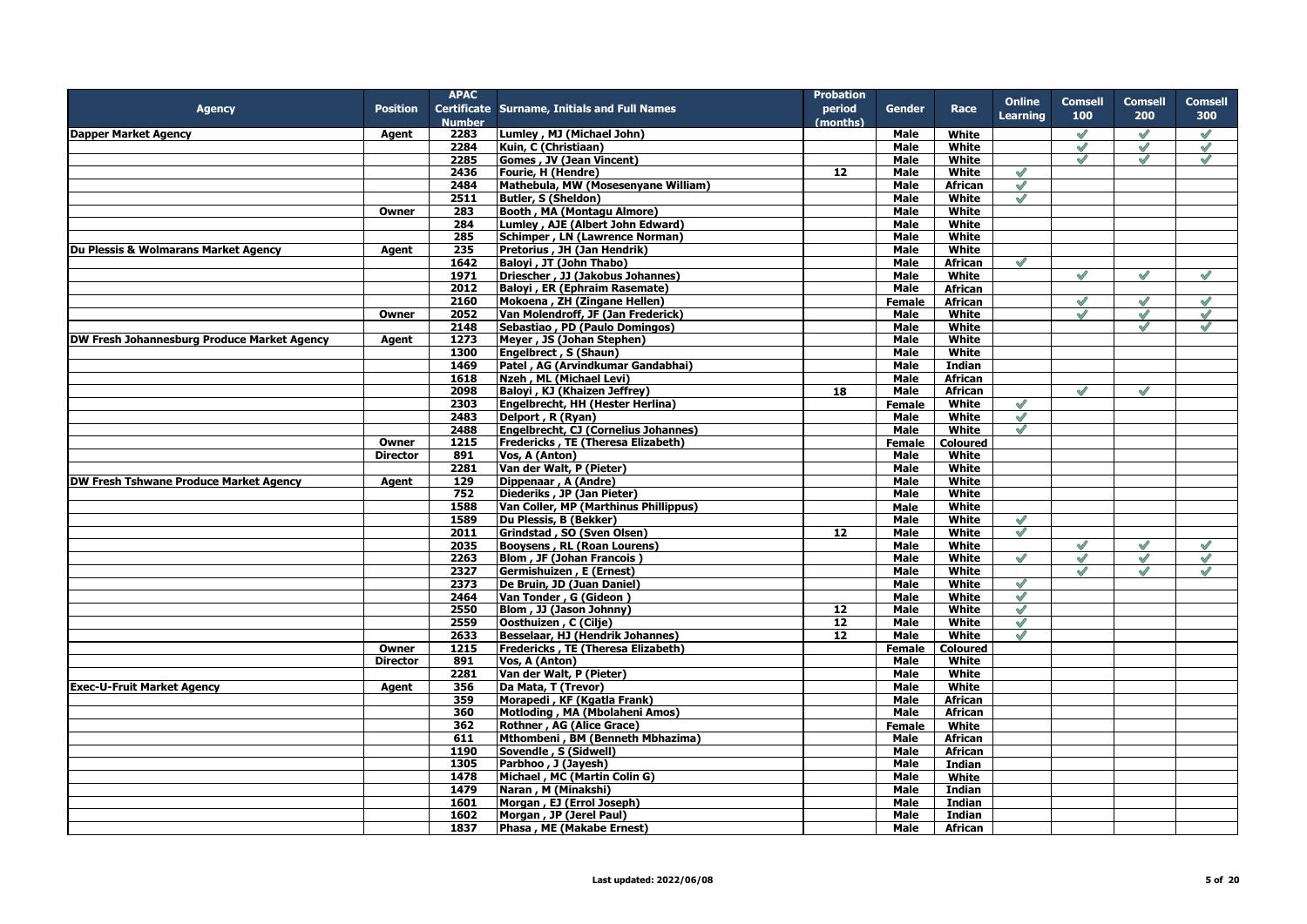| Agency | Position | APAC Certificate Number | Surname, Initials and Full Names | Probation period (months) | Gender | Race | Online Learning | Comsell 100 | Comsell 200 | Comsell 300 |
|---|---|---|---|---|---|---|---|---|---|---|
| Dapper Market Agency | Agent | 2283 | Lumley , MJ (Michael John) | | Male | White | | ✓ | ✓ | ✓ |
| | | 2284 | Kuin, C (Christiaan) | | Male | White | | ✓ | ✓ | ✓ |
| | | 2285 | Gomes , JV (Jean Vincent) | | Male | White | | ✓ | ✓ | ✓ |
| | | 2436 | Fourie, H (Hendre) | 12 | Male | White | ✓ | | | |
| | | 2484 | Mathebula, MW (Mosesenyane William) | | Male | African | ✓ | | | |
| | | 2511 | Butler, S (Sheldon) | | Male | White | ✓ | | | |
| | Owner | 283 | Booth , MA (Montagu Almore) | | Male | White | | | | |
| | | 284 | Lumley , AJE (Albert John Edward) | | Male | White | | | | |
| | | 285 | Schimper , LN (Lawrence Norman) | | Male | White | | | | |
| Du Plessis & Wolmarans Market Agency | Agent | 235 | Pretorius , JH (Jan Hendrik) | | Male | White | | | | |
| | | 1642 | Baloyi , JT (John Thabo) | | Male | African | ✓ | | | |
| | | 1971 | Driescher , JJ (Jakobus Johannes) | | Male | White | | ✓ | ✓ | ✓ |
| | | 2012 | Baloyi , ER (Ephraim Rasemate) | | Male | African | | | | |
| | | 2160 | Mokoena , ZH (Zingane Hellen) | | Female | African | | ✓ | ✓ | ✓ |
| | Owner | 2052 | Van Molendroff, JF (Jan Frederick) | | Male | White | | ✓ | ✓ | ✓ |
| | | 2148 | Sebastiao , PD (Paulo Domingos) | | Male | White | | | ✓ | ✓ |
| DW Fresh Johannesburg Produce Market Agency | Agent | 1273 | Meyer , JS (Johan Stephen) | | Male | White | | | | |
| | | 1300 | Engelbrect , S (Shaun) | | Male | White | | | | |
| | | 1469 | Patel , AG (Arvindkumar Gandabhai) | | Male | Indian | | | | |
| | | 1618 | Nzeh , ML (Michael Levi) | | Male | African | | | | |
| | | 2098 | Baloyi , KJ (Khaizen Jeffrey) | 18 | Male | African | | ✓ | ✓ | |
| | | 2303 | Engelbrecht, HH (Hester Herlina) | | Female | White | ✓ | | | |
| | | 2483 | Delport , R (Ryan) | | Male | White | ✓ | | | |
| | | 2488 | Engelbrecht, CJ (Cornelius Johannes) | | Male | White | ✓ | | | |
| | Owner | 1215 | Fredericks , TE (Theresa Elizabeth) | | Female | Coloured | | | | |
| | Director | 891 | Vos, A (Anton) | | Male | White | | | | |
| | | 2281 | Van der Walt, P (Pieter) | | Male | White | | | | |
| DW Fresh Tshwane Produce Market Agency | Agent | 129 | Dippenaar , A (Andre) | | Male | White | | | | |
| | | 752 | Diederiks , JP (Jan Pieter) | | Male | White | | | | |
| | | 1588 | Van Coller, MP (Marthinus Phillippus) | | Male | White | | | | |
| | | 1589 | Du Plessis, B (Bekker) | | Male | White | ✓ | | | |
| | | 2011 | Grindstad , SO (Sven Olsen) | 12 | Male | White | ✓ | | | |
| | | 2035 | Booysens , RL (Roan Lourens) | | Male | White | | ✓ | ✓ | ✓ |
| | | 2263 | Blom , JF (Johan Francois ) | | Male | White | ✓ | ✓ | ✓ | ✓ |
| | | 2327 | Germishuizen , E (Ernest) | | Male | White | | ✓ | ✓ | ✓ |
| | | 2373 | De Bruin, JD (Juan Daniel) | | Male | White | ✓ | | | |
| | | 2464 | Van Tonder , G (Gideon ) | | Male | White | ✓ | | | |
| | | 2550 | Blom , JJ (Jason Johnny) | 12 | Male | White | ✓ | | | |
| | | 2559 | Oosthuizen , C (Cilje) | 12 | Male | White | ✓ | | | |
| | | 2633 | Besselaar, HJ (Hendrik Johannes) | 12 | Male | White | ✓ | | | |
| | Owner | 1215 | Fredericks , TE (Theresa Elizabeth) | | Female | Coloured | | | | |
| | Director | 891 | Vos, A (Anton) | | Male | White | | | | |
| | | 2281 | Van der Walt, P (Pieter) | | Male | White | | | | |
| Exec-U-Fruit Market Agency | Agent | 356 | Da Mata, T (Trevor) | | Male | White | | | | |
| | | 359 | Morapedi , KF (Kgatla Frank) | | Male | African | | | | |
| | | 360 | Motloding , MA (Mbolaheni Amos) | | Male | African | | | | |
| | | 362 | Rothner , AG (Alice Grace) | | Female | White | | | | |
| | | 611 | Mthombeni , BM (Benneth Mbhazima) | | Male | African | | | | |
| | | 1190 | Sovendle , S (Sidwell) | | Male | African | | | | |
| | | 1305 | Parbhoo , J (Jayesh) | | Male | Indian | | | | |
| | | 1478 | Michael , MC (Martin Colin G) | | Male | White | | | | |
| | | 1479 | Naran , M (Minakshi) | | Male | Indian | | | | |
| | | 1601 | Morgan , EJ (Errol Joseph) | | Male | Indian | | | | |
| | | 1602 | Morgan , JP (Jerel Paul) | | Male | Indian | | | | |
| | | 1837 | Phasa , ME (Makabe Ernest) | | Male | African | | | | |

Last updated: 2022/06/08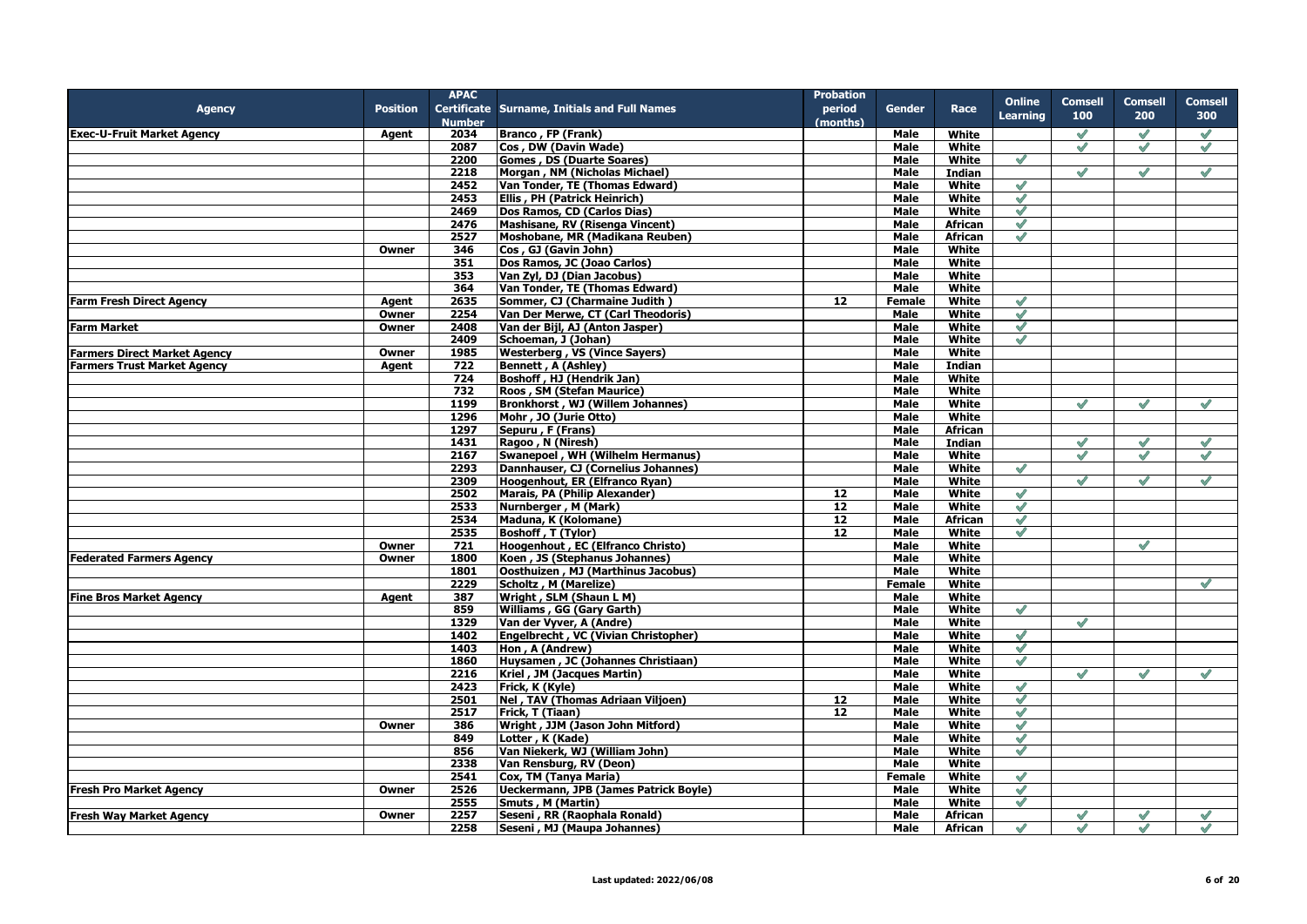| Agency | Position | APAC Certificate Number | Surname, Initials and Full Names | Probation period (months) | Gender | Race | Online Learning | Comsell 100 | Comsell 200 | Comsell 300 |
|---|---|---|---|---|---|---|---|---|---|---|
| **Exec-U-Fruit Market Agency** | Agent | 2034 | Branco , FP (Frank) | | Male | White | | ✓ | ✓ | ✓ |
| | | 2087 | Cos , DW (Davin Wade) | | Male | White | | ✓ | ✓ | ✓ |
| | | 2200 | Gomes , DS (Duarte Soares) | | Male | White | ✓ | | | |
| | | 2218 | Morgan , NM (Nicholas Michael) | | Male | Indian | | ✓ | ✓ | ✓ |
| | | 2452 | Van Tonder, TE (Thomas Edward) | | Male | White | ✓ | | | |
| | | 2453 | Ellis , PH (Patrick Heinrich) | | Male | White | ✓ | | | |
| | | 2469 | Dos Ramos, CD (Carlos Dias) | | Male | White | ✓ | | | |
| | | 2476 | Mashisane, RV (Risenga Vincent) | | Male | African | ✓ | | | |
| | | 2527 | Moshobane, MR (Madikana Reuben) | | Male | African | ✓ | | | |
| | Owner | 346 | Cos , GJ (Gavin John) | | Male | White | | | | |
| | | 351 | Dos Ramos, JC (Joao Carlos) | | Male | White | | | | |
| | | 353 | Van Zyl, DJ (Dian Jacobus) | | Male | White | | | | |
| | | 364 | Van Tonder, TE (Thomas Edward) | | Male | White | | | | |
| **Farm Fresh Direct Agency** | Agent | 2635 | Sommer, CJ (Charmaine Judith ) | 12 | Female | White | ✓ | | | |
| | Owner | 2254 | Van Der Merwe, CT (Carl Theodoris) | | Male | White | ✓ | | | |
| **Farm Market** | Owner | 2408 | Van der Bijl, AJ (Anton Jasper) | | Male | White | ✓ | | | |
| | | 2409 | Schoeman, J (Johan) | | Male | White | ✓ | | | |
| **Farmers Direct Market Agency** | Owner | 1985 | Westerberg , VS (Vince Sayers) | | Male | White | | | | |
| **Farmers Trust Market Agency** | Agent | 722 | Bennett , A (Ashley) | | Male | Indian | | | | |
| | | 724 | Boshoff , HJ (Hendrik Jan) | | Male | White | | | | |
| | | 732 | Roos , SM (Stefan Maurice) | | Male | White | | | | |
| | | 1199 | Bronkhorst , WJ (Willem Johannes) | | Male | White | | ✓ | ✓ | ✓ |
| | | 1296 | Mohr , JO (Jurie Otto) | | Male | White | | | | |
| | | 1297 | Sepuru , F (Frans) | | Male | African | | | | |
| | | 1431 | Ragoo , N (Niresh) | | Male | Indian | | ✓ | ✓ | ✓ |
| | | 2167 | Swanepoel , WH (Wilhelm Hermanus) | | Male | White | | ✓ | ✓ | ✓ |
| | | 2293 | Dannhauser, CJ (Cornelius Johannes) | | Male | White | ✓ | | | |
| | | 2309 | Hoogenhout, ER (Elfranco Ryan) | | Male | White | | ✓ | ✓ | ✓ |
| | | 2502 | Marais, PA (Philip Alexander) | 12 | Male | White | ✓ | | | |
| | | 2533 | Nurnberger , M (Mark) | 12 | Male | White | ✓ | | | |
| | | 2534 | Maduna, K (Kolomane) | 12 | Male | African | ✓ | | | |
| | | 2535 | Boshoff , T (Tylor) | 12 | Male | White | ✓ | | | |
| | Owner | 721 | Hoogenhout , EC (Elfranco Christo) | | Male | White | | | ✓ | |
| **Federated Farmers Agency** | Owner | 1800 | Koen , JS (Stephanus Johannes) | | Male | White | | | | |
| | | 1801 | Oosthuizen , MJ (Marthinus Jacobus) | | Male | White | | | | |
| | | 2229 | Scholtz , M (Marelize) | | Female | White | | | | ✓ |
| **Fine Bros Market Agency** | Agent | 387 | Wright , SLM (Shaun L M) | | Male | White | | | | |
| | | 859 | Williams , GG (Gary Garth) | | Male | White | ✓ | | | |
| | | 1329 | Van der Vyver, A (Andre) | | Male | White | | ✓ | | |
| | | 1402 | Engelbrecht , VC (Vivian Christopher) | | Male | White | ✓ | | | |
| | | 1403 | Hon , A (Andrew) | | Male | White | ✓ | | | |
| | | 1860 | Huysamen , JC (Johannes Christiaan) | | Male | White | ✓ | | | |
| | | 2216 | Kriel , JM (Jacques Martin) | | Male | White | | ✓ | ✓ | ✓ |
| | | 2423 | Frick, K (Kyle) | | Male | White | ✓ | | | |
| | | 2501 | Nel , TAV (Thomas Adriaan Viljoen) | 12 | Male | White | ✓ | | | |
| | | 2517 | Frick, T (Tiaan) | 12 | Male | White | ✓ | | | |
| | Owner | 386 | Wright , JJM (Jason John Mitford) | | Male | White | ✓ | | | |
| | | 849 | Lotter , K (Kade) | | Male | White | ✓ | | | |
| | | 856 | Van Niekerk, WJ (William John) | | Male | White | ✓ | | | |
| | | 2338 | Van Rensburg, RV (Deon) | | Male | White | | | | |
| | | 2541 | Cox, TM (Tanya Maria) | | Female | White | ✓ | | | |
| **Fresh Pro Market Agency** | Owner | 2526 | Ueckermann, JPB (James Patrick Boyle) | | Male | White | ✓ | | | |
| | | 2555 | Smuts , M (Martin) | | Male | White | ✓ | | | |
| **Fresh Way Market Agency** | Owner | 2257 | Seseni , RR (Raophala Ronald) | | Male | African | | ✓ | ✓ | ✓ |
| | | 2258 | Seseni , MJ (Maupa Johannes) | | Male | African | ✓ | ✓ | ✓ | ✓ |

Last updated: 2022/06/08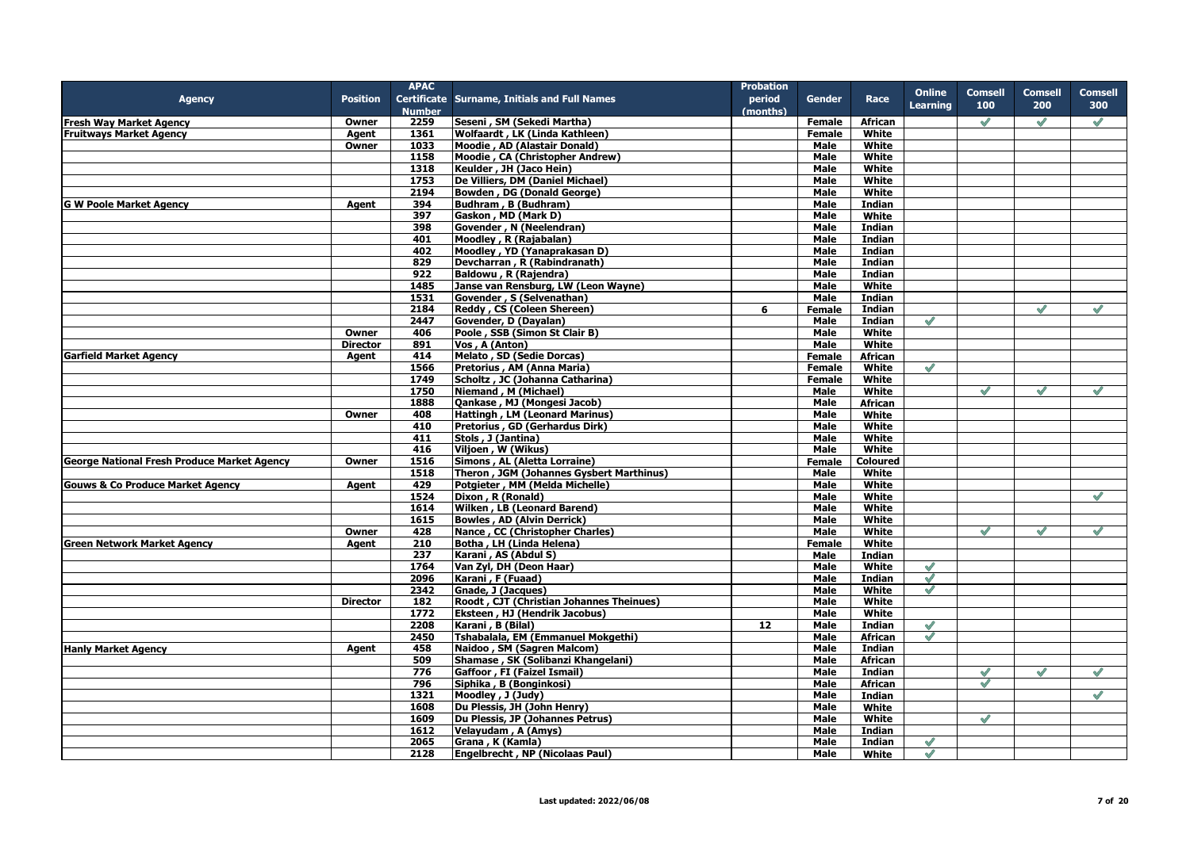| Agency | Position | APAC Certificate Number | Surname, Initials and Full Names | Probation period (months) | Gender | Race | Online Learning | Comsell 100 | Comsell 200 | Comsell 300 |
|---|---|---|---|---|---|---|---|---|---|---|
| Fresh Way Market Agency | Owner | 2259 | Seseni , SM (Sekedi Martha) | | Female | African | | ✓ | ✓ | ✓ |
| Fruitways Market Agency | Agent | 1361 | Wolfaardt , LK (Linda Kathleen) | | Female | White | | | | |
| | Owner | 1033 | Moodie , AD (Alastair Donald) | | Male | White | | | | |
| | | 1158 | Moodie , CA (Christopher Andrew) | | Male | White | | | | |
| | | 1318 | Keulder , JH (Jaco Hein) | | Male | White | | | | |
| | | 1753 | De Villiers, DM (Daniel Michael) | | Male | White | | | | |
| | | 2194 | Bowden , DG (Donald George) | | Male | White | | | | |
| G W Poole Market Agency | Agent | 394 | Budhram , B (Budhram) | | Male | Indian | | | | |
| | | 397 | Gaskon , MD (Mark D) | | Male | White | | | | |
| | | 398 | Govender , N (Neelendran) | | Male | Indian | | | | |
| | | 401 | Moodley , R (Rajabalan) | | Male | Indian | | | | |
| | | 402 | Moodley , YD (Yanaprakasan D) | | Male | Indian | | | | |
| | | 829 | Devcharran , R (Rabindranath) | | Male | Indian | | | | |
| | | 922 | Baldowu , R (Rajendra) | | Male | Indian | | | | |
| | | 1485 | Janse van Rensburg, LW (Leon Wayne) | | Male | White | | | | |
| | | 1531 | Govender , S (Selvenathan) | | Male | Indian | | | | |
| | | 2184 | Reddy , CS (Coleen Shereen) | 6 | Female | Indian | | | ✓ | ✓ |
| | | 2447 | Govender, D (Dayalan) | | Male | Indian | ✓ | | | |
| | Owner | 406 | Poole , SSB (Simon St Clair B) | | Male | White | | | | |
| | Director | 891 | Vos , A (Anton) | | Male | White | | | | |
| Garfield Market Agency | Agent | 414 | Melato , SD (Sedie Dorcas) | | Female | African | | | | |
| | | 1566 | Pretorius , AM (Anna Maria) | | Female | White | ✓ | | | |
| | | 1749 | Scholtz , JC (Johanna Catharina) | | Female | White | | | | |
| | | 1750 | Niemand , M (Michael) | | Male | White | | ✓ | ✓ | ✓ |
| | | 1888 | Qankase , MJ (Mongesi Jacob) | | Male | African | | | | |
| | Owner | 408 | Hattingh , LM (Leonard Marinus) | | Male | White | | | | |
| | | 410 | Pretorius , GD (Gerhardus Dirk) | | Male | White | | | | |
| | | 411 | Stols , J (Jantina) | | Male | White | | | | |
| | | 416 | Viljoen , W (Wikus) | | Male | White | | | | |
| George National Fresh Produce Market Agency | Owner | 1516 | Simons , AL (Aletta Lorraine) | | Female | Coloured | | | | |
| | | 1518 | Theron , JGM (Johannes Gysbert Marthinus) | | Male | White | | | | |
| Gouws & Co Produce Market Agency | Agent | 429 | Potgieter , MM (Melda Michelle) | | Male | White | | | | |
| | | 1524 | Dixon , R (Ronald) | | Male | White | | | | ✓ |
| | | 1614 | Wilken , LB (Leonard Barend) | | Male | White | | | | |
| | | 1615 | Bowles , AD (Alvin Derrick) | | Male | White | | | | |
| | Owner | 428 | Nance , CC (Christopher Charles) | | Male | White | | ✓ | ✓ | ✓ |
| Green Network Market Agency | Agent | 210 | Botha , LH (Linda Helena) | | Female | White | | | | |
| | | 237 | Karani , AS (Abdul S) | | Male | Indian | | | | |
| | | 1764 | Van Zyl, DH (Deon Haar) | | Male | White | ✓ | | | |
| | | 2096 | Karani , F (Fuaad) | | Male | Indian | ✓ | | | |
| | | 2342 | Gnade, J (Jacques) | | Male | White | ✓ | | | |
| | Director | 182 | Roodt , CJT (Christian Johannes Theinues) | | Male | White | | | | |
| | | 1772 | Eksteen , HJ (Hendrik Jacobus) | | Male | White | | | | |
| | | 2208 | Karani , B (Bilal) | 12 | Male | Indian | ✓ | | | |
| | | 2450 | Tshabalala, EM (Emmanuel Mokgethi) | | Male | African | ✓ | | | |
| Hanly Market Agency | Agent | 458 | Naidoo , SM (Sagren Malcom) | | Male | Indian | | | | |
| | | 509 | Shamase , SK (Solibanzi Khangelani) | | Male | African | | | | |
| | | 776 | Gaffoor , FI (Faizel Ismail) | | Male | Indian | | ✓ | ✓ | ✓ |
| | | 796 | Siphika , B (Bonginkosi) | | Male | African | | ✓ | | |
| | | 1321 | Moodley , J (Judy) | | Male | Indian | | | | ✓ |
| | | 1608 | Du Plessis, JH (John Henry) | | Male | White | | | | |
| | | 1609 | Du Plessis, JP (Johannes Petrus) | | Male | White | | ✓ | | |
| | | 1612 | Velayudam , A (Amys) | | Male | Indian | | | | |
| | | 2065 | Grana , K (Kamla) | | Male | Indian | ✓ | | | |
| | | 2128 | Engelbrecht , NP (Nicolaas Paul) | | Male | White | ✓ | | | |

Last updated: 2022/06/08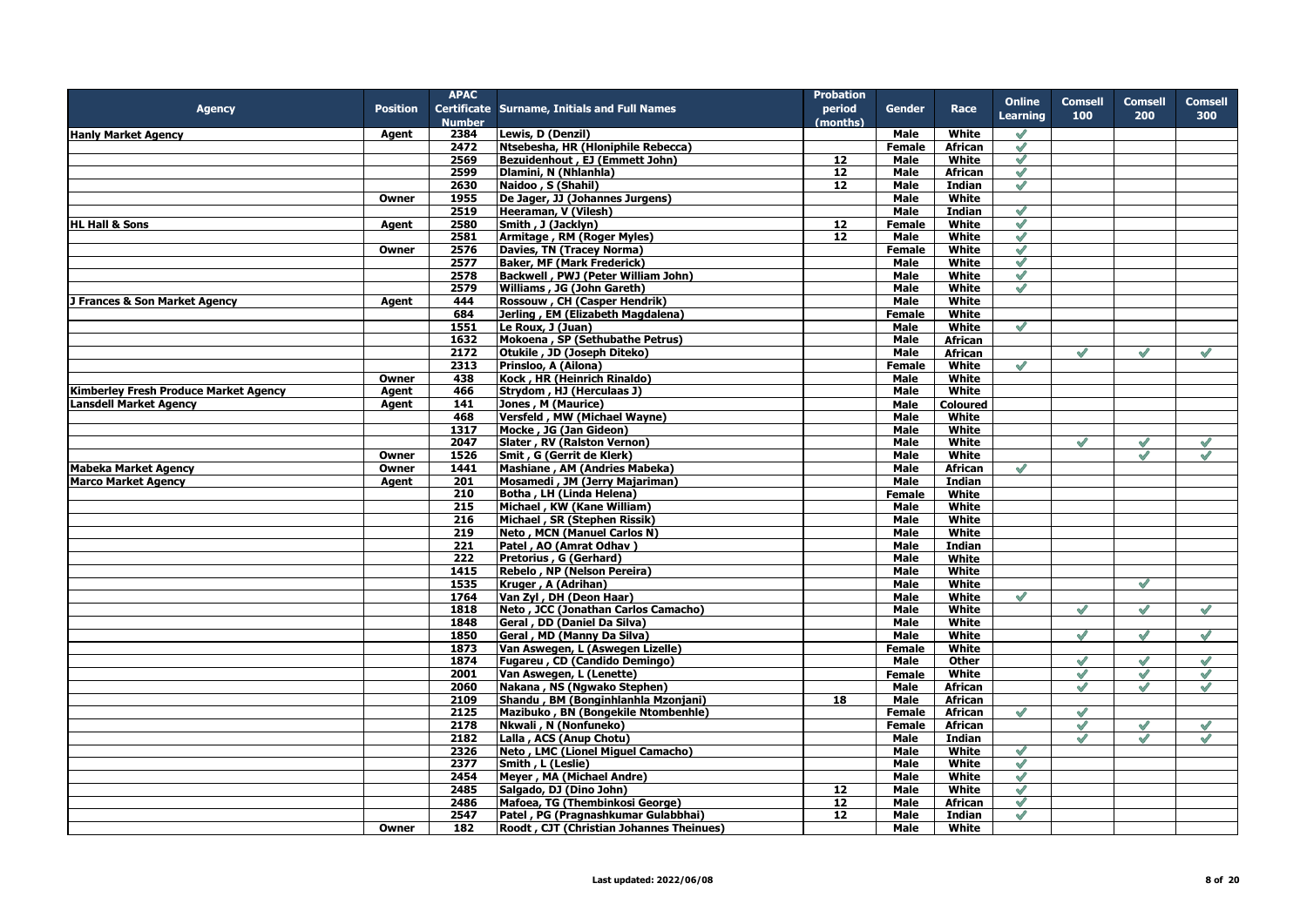| Agency | Position | APAC Certificate Number | Surname, Initials and Full Names | Probation period (months) | Gender | Race | Online Learning | Comsell 100 | Comsell 200 | Comsell 300 |
|---|---|---|---|---|---|---|---|---|---|---|
| Hanly Market Agency | Agent | 2384 | Lewis, D (Denzil) | | Male | White | ✔ | | | |
| | | 2472 | Ntsebesha, HR (Hloniphile Rebecca) | | Female | African | ✔ | | | |
| | | 2569 | Bezuidenhout , EJ (Emmett John) | 12 | Male | White | ✔ | | | |
| | | 2599 | Dlamini, N (Nhlanhla) | 12 | Male | African | ✔ | | | |
| | | 2630 | Naidoo , S (Shahil) | 12 | Male | Indian | ✔ | | | |
| | Owner | 1955 | De Jager, JJ (Johannes Jurgens) | | Male | White | | | | |
| | | 2519 | Heeraman, V (Vilesh) | | Male | Indian | ✔ | | | |
| HL Hall & Sons | Agent | 2580 | Smith , J (Jacklyn) | 12 | Female | White | ✔ | | | |
| | | 2581 | Armitage , RM (Roger Myles) | 12 | Male | White | ✔ | | | |
| | Owner | 2576 | Davies, TN (Tracey Norma) | | Female | White | ✔ | | | |
| | | 2577 | Baker, MF (Mark Frederick) | | Male | White | ✔ | | | |
| | | 2578 | Backwell , PWJ (Peter William John) | | Male | White | ✔ | | | |
| | | 2579 | Williams , JG (John Gareth) | | Male | White | ✔ | | | |
| J Frances & Son Market Agency | Agent | 444 | Rossouw , CH (Casper Hendrik) | | Male | White | | | | |
| | | 684 | Jerling , EM (Elizabeth Magdalena) | | Female | White | | | | |
| | | 1551 | Le Roux, J (Juan) | | Male | White | ✔ | | | |
| | | 1632 | Mokoena , SP (Sethubathe Petrus) | | Male | African | | | | |
| | | 2172 | Otukile , JD (Joseph Diteko) | | Male | African | | ✔ | ✔ | ✔ |
| | | 2313 | Prinsloo, A (Ailona) | | Female | White | ✔ | | | |
| | Owner | 438 | Kock , HR (Heinrich Rinaldo) | | Male | White | | | | |
| Kimberley Fresh Produce Market Agency | Agent | 466 | Strydom , HJ (Herculaas J) | | Male | White | | | | |
| Lansdell Market Agency | Agent | 141 | Jones , M (Maurice) | | Male | Coloured | | | | |
| | | 468 | Versfeld , MW (Michael Wayne) | | Male | White | | | | |
| | | 1317 | Mocke , JG (Jan Gideon) | | Male | White | | | | |
| | | 2047 | Slater , RV (Ralston Vernon) | | Male | White | | ✔ | ✔ | ✔ |
| | Owner | 1526 | Smit , G (Gerrit de Klerk) | | Male | White | | | ✔ | ✔ |
| Mabeka Market Agency | Owner | 1441 | Mashiane , AM (Andries Mabeka) | | Male | African | ✔ | | | |
| Marco Market Agency | Agent | 201 | Mosamedi , JM (Jerry Majariman) | | Male | Indian | | | | |
| | | 210 | Botha , LH (Linda Helena) | | Female | White | | | | |
| | | 215 | Michael , KW (Kane William) | | Male | White | | | | |
| | | 216 | Michael , SR (Stephen Rissik) | | Male | White | | | | |
| | | 219 | Neto , MCN (Manuel Carlos N) | | Male | White | | | | |
| | | 221 | Patel , AO (Amrat Odhav ) | | Male | Indian | | | | |
| | | 222 | Pretorius , G (Gerhard) | | Male | White | | | | |
| | | 1415 | Rebelo , NP (Nelson Pereira) | | Male | White | | | | |
| | | 1535 | Kruger , A (Adrihan) | | Male | White | | | ✔ | |
| | | 1764 | Van Zyl , DH (Deon Haar) | | Male | White | ✔ | | | |
| | | 1818 | Neto , JCC (Jonathan Carlos Camacho) | | Male | White | | ✔ | ✔ | ✔ |
| | | 1848 | Geral , DD (Daniel Da Silva) | | Male | White | | | | |
| | | 1850 | Geral , MD (Manny Da Silva) | | Male | White | | ✔ | ✔ | ✔ |
| | | 1873 | Van Aswegen, L (Aswegen Lizelle) | | Female | White | | | | |
| | | 1874 | Fugareu , CD (Candido Demingo) | | Male | Other | | ✔ | ✔ | ✔ |
| | | 2001 | Van Aswegen, L (Lenette) | | Female | White | | ✔ | ✔ | ✔ |
| | | 2060 | Nakana , NS (Ngwako Stephen) | | Male | African | | ✔ | ✔ | ✔ |
| | | 2109 | Shandu , BM (Bonginhlanhla Mzonjani) | 18 | Male | African | | | | |
| | | 2125 | Mazibuko , BN (Bongekile Ntombenhle) | | Female | African | ✔ | ✔ | | |
| | | 2178 | Nkwali , N (Nonfuneko) | | Female | African | | ✔ | ✔ | ✔ |
| | | 2182 | Lalla , ACS (Anup Chotu) | | Male | Indian | | ✔ | ✔ | ✔ |
| | | 2326 | Neto , LMC (Lionel Miguel Camacho) | | Male | White | ✔ | | | |
| | | 2377 | Smith , L (Leslie) | | Male | White | ✔ | | | |
| | | 2454 | Meyer , MA (Michael Andre) | | Male | White | ✔ | | | |
| | | 2485 | Salgado, DJ (Dino John) | 12 | Male | White | ✔ | | | |
| | | 2486 | Mafoea, TG (Thembinkosi George) | 12 | Male | African | ✔ | | | |
| | | 2547 | Patel , PG (Pragnashkumar Gulabbhai) | 12 | Male | Indian | ✔ | | | |
| | Owner | 182 | Roodt , CJT (Christian Johannes Theinues) | | Male | White | | | | |

Last updated: 2022/06/08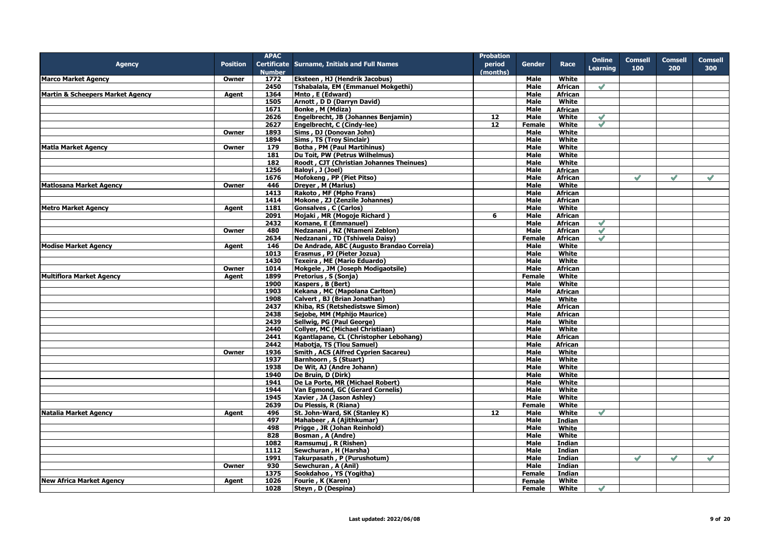| Agency | Position | APAC Certificate Number | Surname, Initials and Full Names | Probation period (months) | Gender | Race | Online Learning | Comsell 100 | Comsell 200 | Comsell 300 |
|---|---|---|---|---|---|---|---|---|---|---|
| Marco Market Agency | Owner | 1772 | Eksteen , HJ (Hendrik Jacobus) | | Male | White | | | | |
| | | 2450 | Tshabalala, EM (Emmanuel Mokgethi) | | Male | African | ✓ | | | |
| Martin & Scheepers Market Agency | Agent | 1364 | Mnto , E (Edward) | | Male | African | | | | |
| | | 1505 | Arnott , D D (Darryn David) | | Male | White | | | | |
| | | 1671 | Bonke , M (Mdiza) | | Male | African | | | | |
| | | 2626 | Engelbrecht, JB (Johannes Benjamin) | 12 | Male | White | ✓ | | | |
| | | 2627 | Engelbrecht, C (Cindy-lee) | 12 | Female | White | ✓ | | | |
| | Owner | 1893 | Sims , DJ (Donovan John) | | Male | White | | | | |
| | | 1894 | Sims , TS (Troy Sinclair) | | Male | White | | | | |
| Matla Market Agency | Owner | 179 | Botha , PM (Paul Martihinus) | | Male | White | | | | |
| | | 181 | Du Toit, PW (Petrus Wilhelmus) | | Male | White | | | | |
| | | 182 | Roodt , CJT (Christian Johannes Theinues) | | Male | White | | | | |
| | | 1256 | Baloyi , J (Joel) | | Male | African | | | | |
| | | 1676 | Mofokeng , PP (Piet Pitso) | | Male | African | | ✓ | ✓ | ✓ |
| Matlosana Market Agency | Owner | 446 | Dreyer , M (Marius) | | Male | White | | | | |
| | | 1413 | Rakoto , MF (Mpho Frans) | | Male | African | | | | |
| | | 1414 | Mokone , ZJ (Zenzile Johannes) | | Male | African | | | | |
| Metro Market Agency | Agent | 1181 | Gonsalves , C (Carlos) | | Male | White | | | | |
| | | 2091 | Mojaki , MR (Mogoje Richard ) | 6 | Male | African | | | | |
| | | 2432 | Komane, E (Emmanuel) | | Male | African | ✓ | | | |
| | Owner | 480 | Nedzanani , NZ (Ntameni Zeblon) | | Male | African | ✓ | | | |
| | | 2634 | Nedzanani , TD (Tshiwela Daisy) | | Female | African | ✓ | | | |
| Modise Market Agency | Agent | 146 | De Andrade, ABC (Augusto Brandao Correia) | | Male | White | | | | |
| | | 1013 | Erasmus , PJ (Pieter Jozua) | | Male | White | | | | |
| | | 1430 | Texeira , ME (Mario Eduardo) | | Male | White | | | | |
| | Owner | 1014 | Mokgele , JM (Joseph Modigaotsile) | | Male | African | | | | |
| Multiflora Market Agency | Agent | 1899 | Pretorius , S (Sonja) | | Female | White | | | | |
| | | 1900 | Kaspers , B (Bert) | | Male | White | | | | |
| | | 1903 | Kekana , MC (Mapolana Carlton) | | Male | African | | | | |
| | | 1908 | Calvert , BJ (Brian Jonathan) | | Male | White | | | | |
| | | 2437 | Khiba, RS (Retshedistswe Simon) | | Male | African | | | | |
| | | 2438 | Sejobe, MM (Mphijo Maurice) | | Male | African | | | | |
| | | 2439 | Sellwig, PG (Paul George) | | Male | White | | | | |
| | | 2440 | Collyer, MC (Michael Christiaan) | | Male | White | | | | |
| | | 2441 | Kgantlapane, CL (Christopher Lebohang) | | Male | African | | | | |
| | | 2442 | Mabotja, TS (Tlou Samuel) | | Male | African | | | | |
| | Owner | 1936 | Smith , ACS (Alfred Cyprien Sacareu) | | Male | White | | | | |
| | | 1937 | Barnhoorn , S (Stuart) | | Male | White | | | | |
| | | 1938 | De Wit, AJ (Andre Johann) | | Male | White | | | | |
| | | 1940 | De Bruin, D (Dirk) | | Male | White | | | | |
| | | 1941 | De La Porte, MR (Michael Robert) | | Male | White | | | | |
| | | 1944 | Van Egmond, GC (Gerard Cornelis) | | Male | White | | | | |
| | | 1945 | Xavier , JA (Jason Ashley) | | Male | White | | | | |
| | | 2639 | Du Plessis, R (Riana) | | Female | White | | | | |
| Natalia Market Agency | Agent | 496 | St. John-Ward, SK (Stanley K) | 12 | Male | White | ✓ | | | |
| | | 497 | Mahabeer , A (Ajithkumar) | | Male | Indian | | | | |
| | | 498 | Prigge , JR (Johan Reinhold) | | Male | White | | | | |
| | | 828 | Bosman , A (Andre) | | Male | White | | | | |
| | | 1082 | Ramsumuj , R (Rishen) | | Male | Indian | | | | |
| | | 1112 | Sewchuran , H (Harsha) | | Male | Indian | | | | |
| | | 1991 | Takurpasath , P (Purushotum) | | Male | Indian | | ✓ | ✓ | ✓ |
| | Owner | 930 | Sewchuran , A (Anil) | | Male | Indian | | | | |
| | | 1375 | Sookdahoo , YS (Yogitha) | | Female | Indian | | | | |
| New Africa Market Agency | Agent | 1026 | Fourie , K (Karen) | | Female | White | | | | |
| | | 1028 | Steyn , D (Despina) | | Female | White | ✓ | | | |

Last updated: 2022/06/08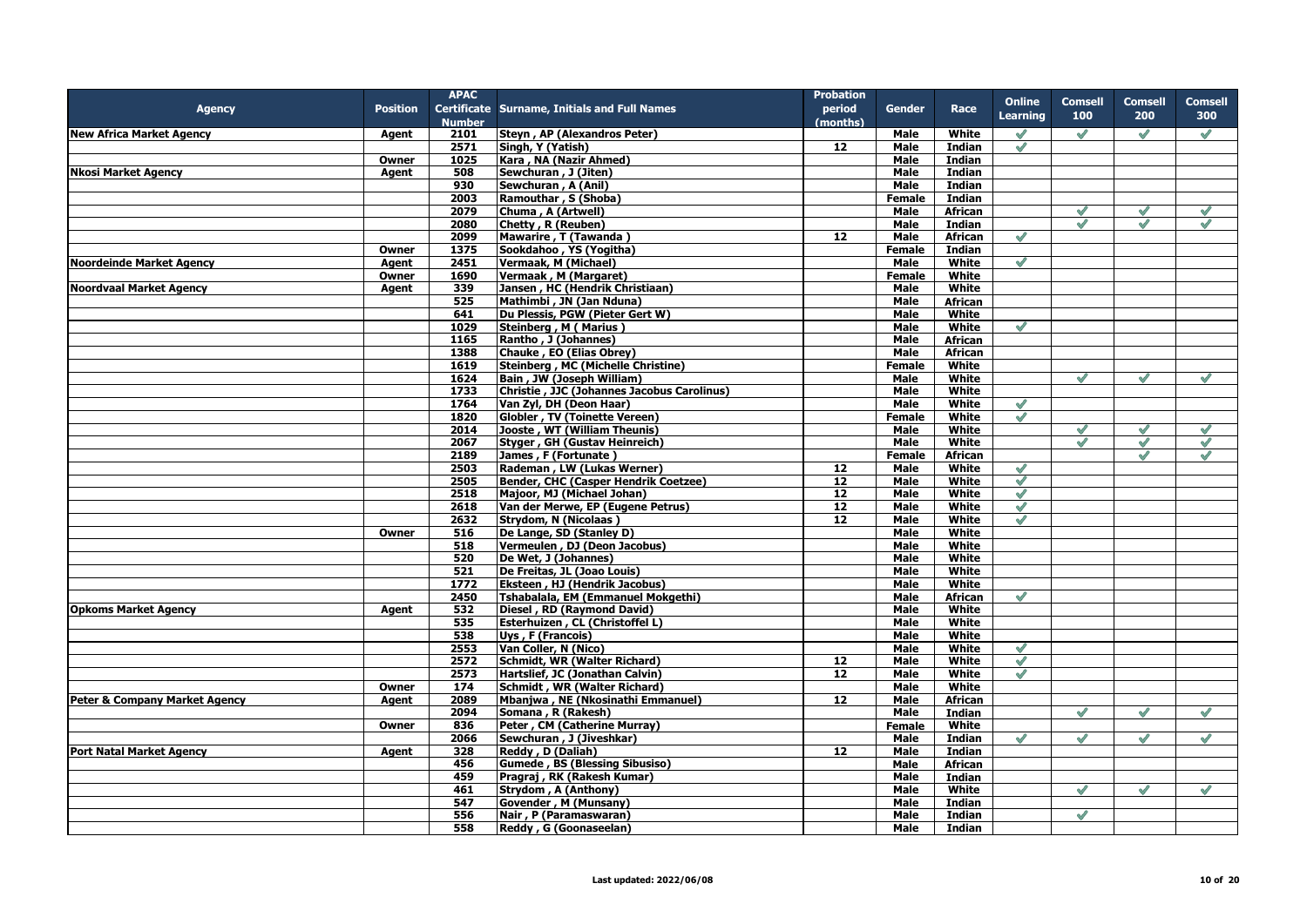| Agency | Position | APAC Certificate Number | Surname, Initials and Full Names | Probation period (months) | Gender | Race | Online Learning | Comsell 100 | Comsell 200 | Comsell 300 |
|---|---|---|---|---|---|---|---|---|---|---|
| New Africa Market Agency | Agent | 2101 | Steyn , AP (Alexandros Peter) | | Male | White | ✔ | ✔ | ✔ | ✔ |
| | | 2571 | Singh, Y (Yatish) | 12 | Male | Indian | ✔ | | | |
| | Owner | 1025 | Kara , NA (Nazir Ahmed) | | Male | Indian | | | | |
| Nkosi Market Agency | Agent | 508 | Sewchuran , J (Jiten) | | Male | Indian | | | | |
| | | 930 | Sewchuran , A (Anil) | | Male | Indian | | | | |
| | | 2003 | Ramouthar , S (Shoba) | | Female | Indian | | | | |
| | | 2079 | Chuma , A (Artwell) | | Male | African | | ✔ | ✔ | ✔ |
| | | 2080 | Chetty , R (Reuben) | | Male | Indian | | ✔ | ✔ | ✔ |
| | | 2099 | Mawarire , T (Tawanda ) | 12 | Male | African | ✔ | | | |
| | Owner | 1375 | Sookdahoo , YS (Yogitha) | | Female | Indian | | | | |
| Noordeinde Market Agency | Agent | 2451 | Vermaak, M (Michael) | | Male | White | ✔ | | | |
| | Owner | 1690 | Vermaak , M (Margaret) | | Female | White | | | | |
| Noordvaal Market Agency | Agent | 339 | Jansen , HC (Hendrik Christiaan) | | Male | White | | | | |
| | | 525 | Mathimbi , JN (Jan Nduna) | | Male | African | | | | |
| | | 641 | Du Plessis, PGW (Pieter Gert W) | | Male | White | | | | |
| | | 1029 | Steinberg , M ( Marius ) | | Male | White | ✔ | | | |
| | | 1165 | Rantho , J (Johannes) | | Male | African | | | | |
| | | 1388 | Chauke , EO (Elias Obrey) | | Male | African | | | | |
| | | 1619 | Steinberg , MC (Michelle Christine) | | Female | White | | | | |
| | | 1624 | Bain , JW (Joseph William) | | Male | White | | ✔ | ✔ | ✔ |
| | | 1733 | Christie , JJC (Johannes Jacobus Carolinus) | | Male | White | | | | |
| | | 1764 | Van Zyl, DH (Deon Haar) | | Male | White | ✔ | | | |
| | | 1820 | Globler , TV (Toinette Vereen) | | Female | White | ✔ | | | |
| | | 2014 | Jooste , WT (William Theunis) | | Male | White | | ✔ | ✔ | ✔ |
| | | 2067 | Styger , GH (Gustav Heinreich) | | Male | White | | ✔ | ✔ | ✔ |
| | | 2189 | James , F (Fortunate ) | | Female | African | | | ✔ | ✔ |
| | | 2503 | Rademan , LW (Lukas Werner) | 12 | Male | White | ✔ | | | |
| | | 2505 | Bender, CHC (Casper Hendrik Coetzee) | 12 | Male | White | ✔ | | | |
| | | 2518 | Majoor, MJ (Michael Johan) | 12 | Male | White | ✔ | | | |
| | | 2618 | Van der Merwe, EP (Eugene Petrus) | 12 | Male | White | ✔ | | | |
| | | 2632 | Strydom, N (Nicolaas ) | 12 | Male | White | ✔ | | | |
| | Owner | 516 | De Lange, SD (Stanley D) | | Male | White | | | | |
| | | 518 | Vermeulen , DJ (Deon Jacobus) | | Male | White | | | | |
| | | 520 | De Wet, J (Johannes) | | Male | White | | | | |
| | | 521 | De Freitas, JL (Joao Louis) | | Male | White | | | | |
| | | 1772 | Eksteen , HJ (Hendrik Jacobus) | | Male | White | | | | |
| | | 2450 | Tshabalala, EM (Emmanuel Mokgethi) | | Male | African | ✔ | | | |
| Opkoms Market Agency | Agent | 532 | Diesel , RD (Raymond David) | | Male | White | | | | |
| | | 535 | Esterhuizen , CL (Christoffel L) | | Male | White | | | | |
| | | 538 | Uys , F (Francois) | | Male | White | | | | |
| | | 2553 | Van Coller, N (Nico) | | Male | White | ✔ | | | |
| | | 2572 | Schmidt, WR (Walter Richard) | 12 | Male | White | ✔ | | | |
| | | 2573 | Hartslief, JC (Jonathan Calvin) | 12 | Male | White | ✔ | | | |
| | Owner | 174 | Schmidt , WR (Walter Richard) | | Male | White | | | | |
| Peter & Company Market Agency | Agent | 2089 | Mbanjwa , NE (Nkosinathi Emmanuel) | 12 | Male | African | | | | |
| | | 2094 | Somana , R (Rakesh) | | Male | Indian | | ✔ | ✔ | ✔ |
| | Owner | 836 | Peter , CM (Catherine Murray) | | Female | White | | | | |
| | | 2066 | Sewchuran , J (Jiveshkar) | | Male | Indian | ✔ | ✔ | ✔ | ✔ |
| Port Natal Market Agency | Agent | 328 | Reddy , D (Daliah) | 12 | Male | Indian | | | | |
| | | 456 | Gumede , BS (Blessing Sibusiso) | | Male | African | | | | |
| | | 459 | Pragraj , RK (Rakesh Kumar) | | Male | Indian | | | | |
| | | 461 | Strydom , A (Anthony) | | Male | White | | ✔ | ✔ | ✔ |
| | | 547 | Govender , M (Munsany) | | Male | Indian | | | | |
| | | 556 | Nair , P (Paramaswaran) | | Male | Indian | | ✔ | | |
| | | 558 | Reddy , G (Goonaseelan) | | Male | Indian | | | | |

Last updated: 2022/06/08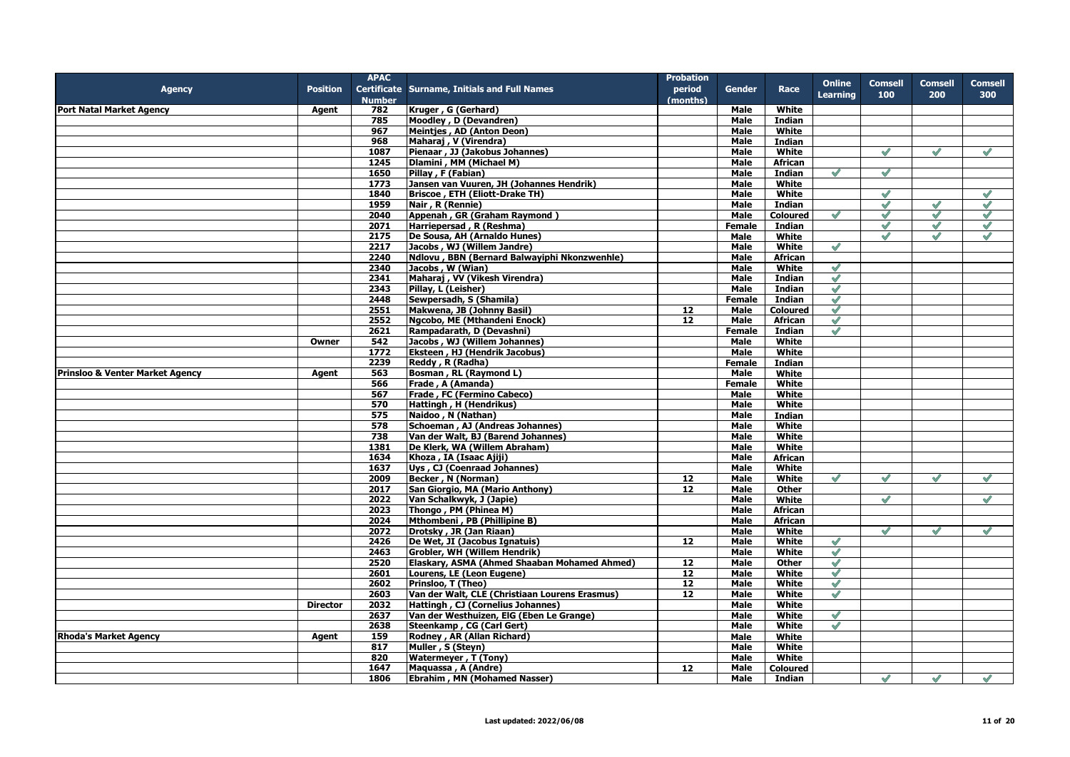| Agency | Position | APAC Certificate Number | Surname, Initials and Full Names | Probation period (months) | Gender | Race | Online Learning | Comsell 100 | Comsell 200 | Comsell 300 |
|---|---|---|---|---|---|---|---|---|---|---|
| Port Natal Market Agency | Agent | 782 | Kruger , G (Gerhard) | | Male | White | | | | |
| | | 785 | Moodley , D (Devandren) | | Male | Indian | | | | |
| | | 967 | Meintjes , AD (Anton Deon) | | Male | White | | | | |
| | | 968 | Maharaj , V (Virendra) | | Male | Indian | | | | |
| | | 1087 | Pienaar , JJ (Jakobus Johannes) | | Male | White | | ✓ | ✓ | ✓ |
| | | 1245 | Dlamini , MM (Michael M) | | Male | African | | | | |
| | | 1650 | Pillay , F (Fabian) | | Male | Indian | ✓ | ✓ | | |
| | | 1773 | Jansen van Vuuren, JH (Johannes Hendrik) | | Male | White | | | | |
| | | 1840 | Briscoe , ETH (Eliott-Drake TH) | | Male | White | | ✓ | | ✓ |
| | | 1959 | Nair , R (Rennie) | | Male | Indian | | ✓ | ✓ | ✓ |
| | | 2040 | Appenah , GR (Graham Raymond ) | | Male | Coloured | ✓ | ✓ | ✓ | ✓ |
| | | 2071 | Harriepersad , R (Reshma) | | Female | Indian | | ✓ | ✓ | ✓ |
| | | 2175 | De Sousa, AH (Arnaldo Hunes) | | Male | White | | ✓ | ✓ | ✓ |
| | | 2217 | Jacobs , WJ (Willem Jandre) | | Male | White | ✓ | | | |
| | | 2240 | Ndlovu , BBN (Bernard Balwayiphi Nkonzwenhle) | | Male | African | | | | |
| | | 2340 | Jacobs , W (Wian) | | Male | White | ✓ | | | |
| | | 2341 | Maharaj , VV (Vikesh Virendra) | | Male | Indian | ✓ | | | |
| | | 2343 | Pillay, L (Leisher) | | Male | Indian | ✓ | | | |
| | | 2448 | Sewpersadh, S (Shamila) | | Female | Indian | ✓ | | | |
| | | 2551 | Makwena, JB (Johnny Basil) | 12 | Male | Coloured | ✓ | | | |
| | | 2552 | Ngcobo, ME (Mthandeni Enock) | 12 | Male | African | ✓ | | | |
| | | 2621 | Rampadarath, D (Devashni) | | Female | Indian | ✓ | | | |
| | Owner | 542 | Jacobs , WJ (Willem Johannes) | | Male | White | | | | |
| | | 1772 | Eksteen , HJ (Hendrik Jacobus) | | Male | White | | | | |
| | | 2239 | Reddy , R (Radha) | | Female | Indian | | | | |
| Prinsloo & Venter Market Agency | Agent | 563 | Bosman , RL (Raymond L) | | Male | White | | | | |
| | | 566 | Frade , A (Amanda) | | Female | White | | | | |
| | | 567 | Frade , FC (Fermino Cabeco) | | Male | White | | | | |
| | | 570 | Hattingh , H (Hendrikus) | | Male | White | | | | |
| | | 575 | Naidoo , N (Nathan) | | Male | Indian | | | | |
| | | 578 | Schoeman , AJ (Andreas Johannes) | | Male | White | | | | |
| | | 738 | Van der Walt, BJ (Barend Johannes) | | Male | White | | | | |
| | | 1381 | De Klerk, WA (Willem Abraham) | | Male | White | | | | |
| | | 1634 | Khoza , IA (Isaac Ajiji) | | Male | African | | | | |
| | | 1637 | Uys , CJ (Coenraad Johannes) | | Male | White | | | | |
| | | 2009 | Becker , N (Norman) | 12 | Male | White | ✓ | ✓ | ✓ | ✓ |
| | | 2017 | San Giorgio, MA (Mario Anthony) | 12 | Male | Other | | | | |
| | | 2022 | Van Schalkwyk, J (Japie) | | Male | White | | ✓ | | ✓ |
| | | 2023 | Thongo , PM (Phinea M) | | Male | African | | | | |
| | | 2024 | Mthombeni , PB (Phillipine B) | | Male | African | | | | |
| | | 2072 | Drotsky , JR (Jan Riaan) | | Male | White | | ✓ | ✓ | ✓ |
| | | 2426 | De Wet, JI (Jacobus Ignatuis) | 12 | Male | White | ✓ | | | |
| | | 2463 | Grobler, WH (Willem Hendrik) | | Male | White | ✓ | | | |
| | | 2520 | Elaskary, ASMA (Ahmed Shaaban Mohamed Ahmed) | 12 | Male | Other | ✓ | | | |
| | | 2601 | Lourens, LE (Leon Eugene) | 12 | Male | White | ✓ | | | |
| | | 2602 | Prinsloo, T (Theo) | 12 | Male | White | ✓ | | | |
| | | 2603 | Van der Walt, CLE (Christiaan Lourens Erasmus) | 12 | Male | White | ✓ | | | |
| | Director | 2032 | Hattingh , CJ (Cornelius Johannes) | | Male | White | | | | |
| | | 2637 | Van der Westhuizen, EIG (Eben Le Grange) | | Male | White | ✓ | | | |
| | | 2638 | Steenkamp , CG (Carl Gert) | | Male | White | ✓ | | | |
| Rhoda's Market Agency | Agent | 159 | Rodney , AR (Allan Richard) | | Male | White | | | | |
| | | 817 | Muller , S (Steyn) | | Male | White | | | | |
| | | 820 | Watermeyer , T (Tony) | | Male | White | | | | |
| | | 1647 | Maquassa , A (Andre) | 12 | Male | Coloured | | | | |
| | | 1806 | Ebrahim , MN (Mohamed Nasser) | | Male | Indian | | ✓ | ✓ | ✓ |

Last updated: 2022/06/08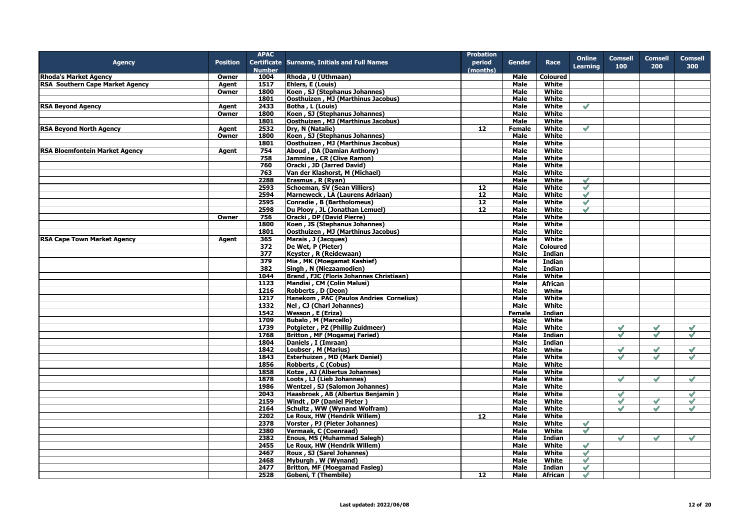| Agency | Position | APAC Certificate Number | Surname, Initials and Full Names | Probation period (months) | Gender | Race | Online Learning | Comsell 100 | Comsell 200 | Comsell 300 |
|---|---|---|---|---|---|---|---|---|---|---|
| Rhoda's Market Agency | Owner | 1004 | Rhoda , U (Uthmaan) | | Male | Coloured | | | | |
| RSA Southern Cape Market Agency | Agent | 1517 | Ehlers, E (Louis) | | Male | White | | | | |
| | Owner | 1800 | Koen , SJ (Stephanus Johannes) | | Male | White | | | | |
| | | 1801 | Oosthuizen , MJ (Marthinus Jacobus) | | Male | White | | | | |
| RSA Beyond Agency | Agent | 2433 | Botha , L (Louis) | | Male | White | ✓ | | | |
| | Owner | 1800 | Koen , SJ (Stephanus Johannes) | | Male | White | | | | |
| | | 1801 | Oosthuizen , MJ (Marthinus Jacobus) | | Male | White | | | | |
| RSA Beyond North Agency | Agent | 2532 | Dry, N (Natalie) | 12 | Female | White | ✓ | | | |
| | Owner | 1800 | Koen , SJ (Stephanus Johannes) | | Male | White | | | | |
| | | 1801 | Oosthuizen , MJ (Marthinus Jacobus) | | Male | White | | | | |
| RSA Bloemfontein Market Agency | Agent | 754 | Aboud , DA (Damian Anthony) | | Male | White | | | | |
| | | 758 | Jammine , CR (Clive Ramon) | | Male | White | | | | |
| | | 760 | Oracki , JD (Jarred David) | | Male | White | | | | |
| | | 763 | Van der Klashorst, M (Michael) | | Male | White | | | | |
| | | 2288 | Erasmus , R (Ryan) | | Male | White | ✓ | | | |
| | | 2593 | Schoeman, SV (Sean Villiers) | 12 | Male | White | ✓ | | | |
| | | 2594 | Marneweck , LA (Laurens Adriaan) | 12 | Male | White | ✓ | | | |
| | | 2595 | Conradie , B (Bartholomeus) | 12 | Male | White | ✓ | | | |
| | | 2598 | Du Plooy , JL (Jonathan Lemuel) | 12 | Male | White | ✓ | | | |
| | Owner | 756 | Oracki , DP (David Pierre) | | Male | White | | | | |
| | | 1800 | Koen , JS (Stephanus Johannes) | | Male | White | | | | |
| | | 1801 | Oosthuizen , MJ (Marthinus Jacobus) | | Male | White | | | | |
| RSA Cape Town Market Agency | Agent | 365 | Marais , J (Jacques) | | Male | White | | | | |
| | | 372 | De Wet, P (Pieter) | | Male | Coloured | | | | |
| | | 377 | Keyster , R (Reidewaan) | | Male | Indian | | | | |
| | | 379 | Mia , MK (Moegamat Kashief) | | Male | Indian | | | | |
| | | 382 | Singh , N (Niezaamodien) | | Male | Indian | | | | |
| | | 1044 | Brand , FJC (Floris Johannes Christiaan) | | Male | White | | | | |
| | | 1123 | Mandisi , CM (Colin Malusi) | | Male | African | | | | |
| | | 1216 | Robberts , D (Deon) | | Male | White | | | | |
| | | 1217 | Hanekom , PAC (Paulos Andries Cornelius) | | Male | White | | | | |
| | | 1332 | Nel , CJ (Charl Johannes) | | Male | White | | | | |
| | | 1542 | Wesson , E (Eriza) | | Female | Indian | | | | |
| | | 1709 | Bubalo , M (Marcello) | | Male | White | | | | |
| | | 1739 | Potgieter , PZ (Phillip Zuidmeer) | | Male | White | | ✓ | ✓ | ✓ |
| | | 1768 | Britton , MF (Mogamaj Faried) | | Male | Indian | | ✓ | ✓ | ✓ |
| | | 1804 | Daniels , I (Imraan) | | Male | Indian | | | | |
| | | 1842 | Loubser , M (Marius) | | Male | White | | ✓ | ✓ | ✓ |
| | | 1843 | Esterhuizen , MD (Mark Daniel) | | Male | White | | ✓ | ✓ | ✓ |
| | | 1856 | Robberts , C (Cobus) | | Male | White | | | | |
| | | 1858 | Kotze , AJ (Albertus Johannes) | | Male | White | | | | |
| | | 1878 | Loots , LJ (Lieb Johannes) | | Male | White | | ✓ | ✓ | ✓ |
| | | 1986 | Wentzel , SJ (Salomon Johannes) | | Male | White | | | | |
| | | 2043 | Haasbroek , AB (Albertus Benjamin ) | | Male | White | | ✓ | | ✓ |
| | | 2159 | Windt , DP (Daniel Pieter ) | | Male | White | | ✓ | ✓ | ✓ |
| | | 2164 | Schultz , WW (Wynand Wolfram) | | Male | White | | ✓ | ✓ | ✓ |
| | | 2202 | Le Roux, HW (Hendrik Willem) | 12 | Male | White | | | | |
| | | 2378 | Vorster , PJ (Pieter Johannes) | | Male | White | ✓ | | | |
| | | 2380 | Vermaak, C (Coenraad) | | Male | White | ✓ | | | |
| | | 2382 | Enous, MS (Muhammad Salegh) | | Male | Indian | | ✓ | ✓ | ✓ |
| | | 2455 | Le Roux, HW (Hendrik Willem) | | Male | White | ✓ | | | |
| | | 2467 | Roux , SJ (Sarel Johannes) | | Male | White | ✓ | | | |
| | | 2468 | Myburgh , W (Wynand) | | Male | White | ✓ | | | |
| | | 2477 | Britton, MF (Moegamad Fasieg) | | Male | Indian | ✓ | | | |
| | | 2528 | Gobeni, T (Thembile) | 12 | Male | African | ✓ | | | |

Last updated: 2022/06/08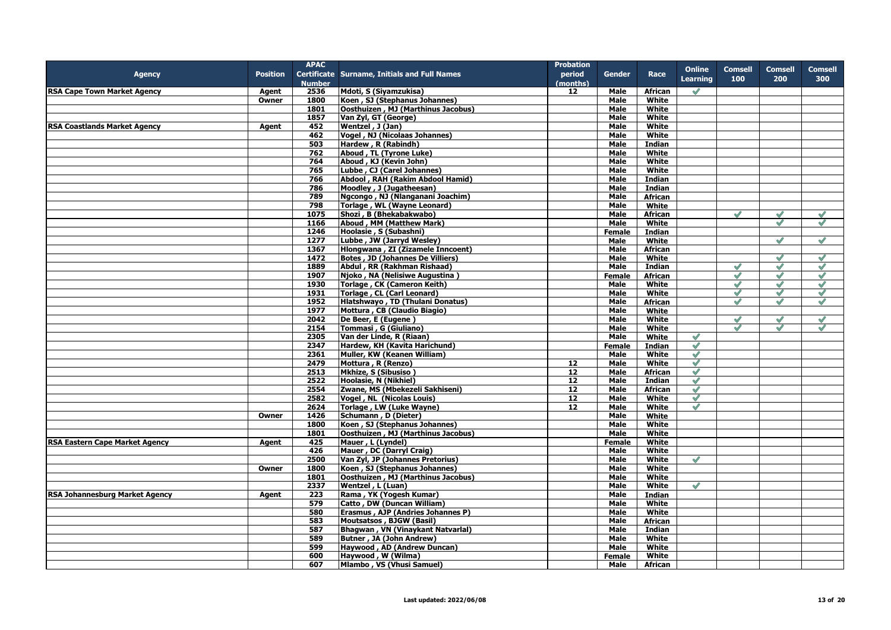| Agency | Position | APAC Certificate Number | Surname, Initials and Full Names | Probation period (months) | Gender | Race | Online Learning | Comsell 100 | Comsell 200 | Comsell 300 |
|---|---|---|---|---|---|---|---|---|---|---|
| RSA Cape Town Market Agency | Agent | 2536 | Mdoti, S (Siyamzukisa) | 12 | Male | African | ✓ | | | |
| | Owner | 1800 | Koen , SJ (Stephanus Johannes) | | Male | White | | | | |
| | | 1801 | Oosthuizen , MJ (Marthinus Jacobus) | | Male | White | | | | |
| | | 1857 | Van Zyl, GT (George) | | Male | White | | | | |
| RSA Coastlands Market Agency | Agent | 452 | Wentzel , J (Jan) | | Male | White | | | | |
| | | 462 | Vogel , NJ (Nicolaas Johannes) | | Male | White | | | | |
| | | 503 | Hardew , R (Rabindh) | | Male | Indian | | | | |
| | | 762 | Aboud , TL (Tyrone Luke) | | Male | White | | | | |
| | | 764 | Aboud , KJ (Kevin John) | | Male | White | | | | |
| | | 765 | Lubbe , CJ (Carel Johannes) | | Male | White | | | | |
| | | 766 | Abdool , RAH (Rakim Abdool Hamid) | | Male | Indian | | | | |
| | | 786 | Moodley , J (Jugatheesan) | | Male | Indian | | | | |
| | | 789 | Ngcongo , NJ (Nlanganani Joachim) | | Male | African | | | | |
| | | 798 | Torlage , WL (Wayne Leonard) | | Male | White | | | | |
| | | 1075 | Shozi , B (Bhekabakwabo) | | Male | African | | ✓ | ✓ | ✓ |
| | | 1166 | Aboud , MM (Matthew Mark) | | Male | White | | | ✓ | ✓ |
| | | 1246 | Hoolasie , S (Subashni) | | Female | Indian | | | | |
| | | 1277 | Lubbe , JW (Jarryd Wesley) | | Male | White | | | ✓ | ✓ |
| | | 1367 | Hlongwana , ZI (Zizamele Inncoent) | | Male | African | | | | |
| | | 1472 | Botes , JD (Johannes De Villiers) | | Male | White | | | ✓ | ✓ |
| | | 1889 | Abdul , RR (Rakhman Rishaad) | | Male | Indian | | ✓ | ✓ | ✓ |
| | | 1907 | Njoko , NA (Nelisiwe Augustina ) | | Female | African | | ✓ | ✓ | ✓ |
| | | 1930 | Torlage , CK (Cameron Keith) | | Male | White | | ✓ | ✓ | ✓ |
| | | 1931 | Torlage , CL (Carl Leonard) | | Male | White | | ✓ | ✓ | ✓ |
| | | 1952 | Hlatshwayo , TD (Thulani Donatus) | | Male | African | | ✓ | ✓ | ✓ |
| | | 1977 | Mottura , CB (Claudio Biagio) | | Male | White | | | | |
| | | 2042 | De Beer, E (Eugene ) | | Male | White | | ✓ | ✓ | ✓ |
| | | 2154 | Tommasi , G (Giuliano) | | Male | White | | ✓ | ✓ | ✓ |
| | | 2305 | Van der Linde, R (Riaan) | | Male | White | ✓ | | | |
| | | 2347 | Hardew, KH (Kavita Harichund) | | Female | Indian | ✓ | | | |
| | | 2361 | Muller, KW (Keanen William) | | Male | White | ✓ | | | |
| | | 2479 | Mottura , R (Renzo) | 12 | Male | White | ✓ | | | |
| | | 2513 | Mkhize, S (Sibusiso ) | 12 | Male | African | ✓ | | | |
| | | 2522 | Hoolasie, N (Nikhiel) | 12 | Male | Indian | ✓ | | | |
| | | 2554 | Zwane, MS (Mbekezeli Sakhiseni) | 12 | Male | African | ✓ | | | |
| | | 2582 | Vogel , NL (Nicolas Louis) | 12 | Male | White | ✓ | | | |
| | | 2624 | Torlage , LW (Luke Wayne) | 12 | Male | White | ✓ | | | |
| | Owner | 1426 | Schumann , D (Dieter) | | Male | White | | | | |
| | | 1800 | Koen , SJ (Stephanus Johannes) | | Male | White | | | | |
| | | 1801 | Oosthuizen , MJ (Marthinus Jacobus) | | Male | White | | | | |
| RSA Eastern Cape Market Agency | Agent | 425 | Mauer , L (Lyndel) | | Female | White | | | | |
| | | 426 | Mauer , DC (Darryl Craig) | | Male | White | | | | |
| | | 2500 | Van Zyl, JP (Johannes Pretorius) | | Male | White | ✓ | | | |
| | Owner | 1800 | Koen , SJ (Stephanus Johannes) | | Male | White | | | | |
| | | 1801 | Oosthuizen , MJ (Marthinus Jacobus) | | Male | White | | | | |
| | | 2337 | Wentzel , L (Luan) | | Male | White | ✓ | | | |
| RSA Johannesburg Market Agency | Agent | 223 | Rama , YK (Yogesh Kumar) | | Male | Indian | | | | |
| | | 579 | Catto , DW (Duncan William) | | Male | White | | | | |
| | | 580 | Erasmus , AJP (Andries Johannes P) | | Male | White | | | | |
| | | 583 | Moutsatsos , BJGW (Basil) | | Male | African | | | | |
| | | 587 | Bhagwan , VN (Vinaykant Natvarlal) | | Male | Indian | | | | |
| | | 589 | Butner , JA (John Andrew) | | Male | White | | | | |
| | | 599 | Haywood , AD (Andrew Duncan) | | Male | White | | | | |
| | | 600 | Haywood , W (Wilma) | | Female | White | | | | |
| | | 607 | Mlambo , VS (Vhusi Samuel) | | Male | African | | | | |

**Last updated: 2022/06/08**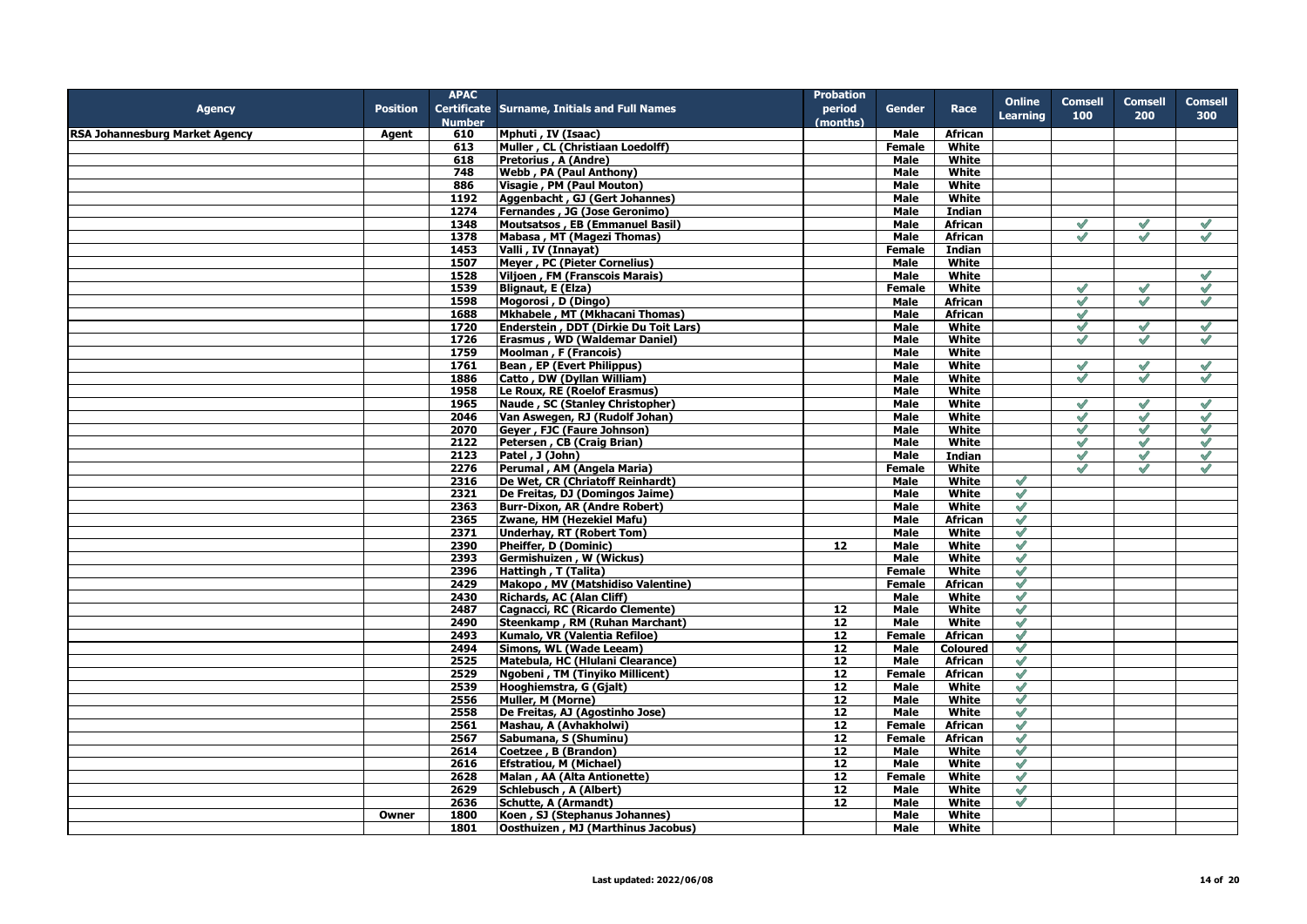| Agency | Position | APAC Certificate Number | Surname, Initials and Full Names | Probation period (months) | Gender | Race | Online Learning | Comsell 100 | Comsell 200 | Comsell 300 |
|---|---|---|---|---|---|---|---|---|---|---|
| RSA Johannesburg Market Agency | Agent | 610 | Mphuti , IV (Isaac) | | Male | African | | | | |
| | | 613 | Muller , CL (Christiaan Loedolff) | | Female | White | | | | |
| | | 618 | Pretorius , A (Andre) | | Male | White | | | | |
| | | 748 | Webb , PA (Paul Anthony) | | Male | White | | | | |
| | | 886 | Visagie , PM (Paul Mouton) | | Male | White | | | | |
| | | 1192 | Aggenbacht , GJ (Gert Johannes) | | Male | White | | | | |
| | | 1274 | Fernandes , JG (Jose Geronimo) | | Male | Indian | | | | |
| | | 1348 | Moutsatsos , EB (Emmanuel Basil) | | Male | African | | ✓ | ✓ | ✓ |
| | | 1378 | Mabasa , MT (Magezi Thomas) | | Male | African | | ✓ | ✓ | ✓ |
| | | 1453 | Valli , IV (Innayat) | | Female | Indian | | | | |
| | | 1507 | Meyer , PC (Pieter Cornelius) | | Male | White | | | | |
| | | 1528 | Viljoen , FM (Franscois Marais) | | Male | White | | | | ✓ |
| | | 1539 | Blignaut, E (Elza) | | Female | White | | ✓ | ✓ | ✓ |
| | | 1598 | Mogorosi , D (Dingo) | | Male | African | | ✓ | ✓ | ✓ |
| | | 1688 | Mkhabele , MT (Mkhacani Thomas) | | Male | African | | ✓ | | |
| | | 1720 | Enderstein , DDT (Dirkie Du Toit Lars) | | Male | White | | ✓ | ✓ | ✓ |
| | | 1726 | Erasmus , WD (Waldemar Daniel) | | Male | White | | ✓ | ✓ | ✓ |
| | | 1759 | Moolman , F (Francois) | | Male | White | | | | |
| | | 1761 | Bean , EP (Evert Philippus) | | Male | White | | ✓ | ✓ | ✓ |
| | | 1886 | Catto , DW (Dyllan William) | | Male | White | | ✓ | ✓ | ✓ |
| | | 1958 | Le Roux, RE (Roelof Erasmus) | | Male | White | | | | |
| | | 1965 | Naude , SC (Stanley Christopher) | | Male | White | | ✓ | ✓ | ✓ |
| | | 2046 | Van Aswegen, RJ (Rudolf Johan) | | Male | White | | ✓ | ✓ | ✓ |
| | | 2070 | Geyer , FJC (Faure Johnson) | | Male | White | | ✓ | ✓ | ✓ |
| | | 2122 | Petersen , CB (Craig Brian) | | Male | White | | ✓ | ✓ | ✓ |
| | | 2123 | Patel , J (John) | | Male | Indian | | ✓ | ✓ | ✓ |
| | | 2276 | Perumal , AM (Angela Maria) | | Female | White | | ✓ | ✓ | ✓ |
| | | 2316 | De Wet, CR (Chriatoff Reinhardt) | | Male | White | ✓ | | | |
| | | 2321 | De Freitas, DJ (Domingos Jaime) | | Male | White | ✓ | | | |
| | | 2363 | Burr-Dixon, AR (Andre Robert) | | Male | White | ✓ | | | |
| | | 2365 | Zwane, HM (Hezekiel Mafu) | | Male | African | ✓ | | | |
| | | 2371 | Underhay, RT (Robert Tom) | | Male | White | ✓ | | | |
| | | 2390 | Pheiffer, D (Dominic) | 12 | Male | White | ✓ | | | |
| | | 2393 | Germishuizen , W (Wickus) | | Male | White | ✓ | | | |
| | | 2396 | Hattingh , T (Talita) | | Female | White | ✓ | | | |
| | | 2429 | Makopo , MV (Matshidiso Valentine) | | Female | African | ✓ | | | |
| | | 2430 | Richards, AC (Alan Cliff) | | Male | White | ✓ | | | |
| | | 2487 | Cagnacci, RC (Ricardo Clemente) | 12 | Male | White | ✓ | | | |
| | | 2490 | Steenkamp , RM (Ruhan Marchant) | 12 | Male | White | ✓ | | | |
| | | 2493 | Kumalo, VR (Valentia Refiloe) | 12 | Female | African | ✓ | | | |
| | | 2494 | Simons, WL (Wade Leeam) | 12 | Male | Coloured | ✓ | | | |
| | | 2525 | Matebula, HC (Hlulani Clearance) | 12 | Male | African | ✓ | | | |
| | | 2529 | Ngobeni , TM (Tinyiko Millicent) | 12 | Female | African | ✓ | | | |
| | | 2539 | Hooghiemstra, G (Gjalt) | 12 | Male | White | ✓ | | | |
| | | 2556 | Muller, M (Morne) | 12 | Male | White | ✓ | | | |
| | | 2558 | De Freitas, AJ (Agostinho Jose) | 12 | Male | White | ✓ | | | |
| | | 2561 | Mashau, A (Avhakholwi) | 12 | Female | African | ✓ | | | |
| | | 2567 | Sabumana, S (Shuminu) | 12 | Female | African | ✓ | | | |
| | | 2614 | Coetzee , B (Brandon) | 12 | Male | White | ✓ | | | |
| | | 2616 | Efstratiou, M (Michael) | 12 | Male | White | ✓ | | | |
| | | 2628 | Malan , AA (Alta Antionette) | 12 | Female | White | ✓ | | | |
| | | 2629 | Schlebusch , A (Albert) | 12 | Male | White | ✓ | | | |
| | | 2636 | Schutte, A (Armandt) | 12 | Male | White | ✓ | | | |
| | Owner | 1800 | Koen , SJ (Stephanus Johannes) | | Male | White | | | | |
| | | 1801 | Oosthuizen , MJ (Marthinus Jacobus) | | Male | White | | | | |

Last updated: 2022/06/08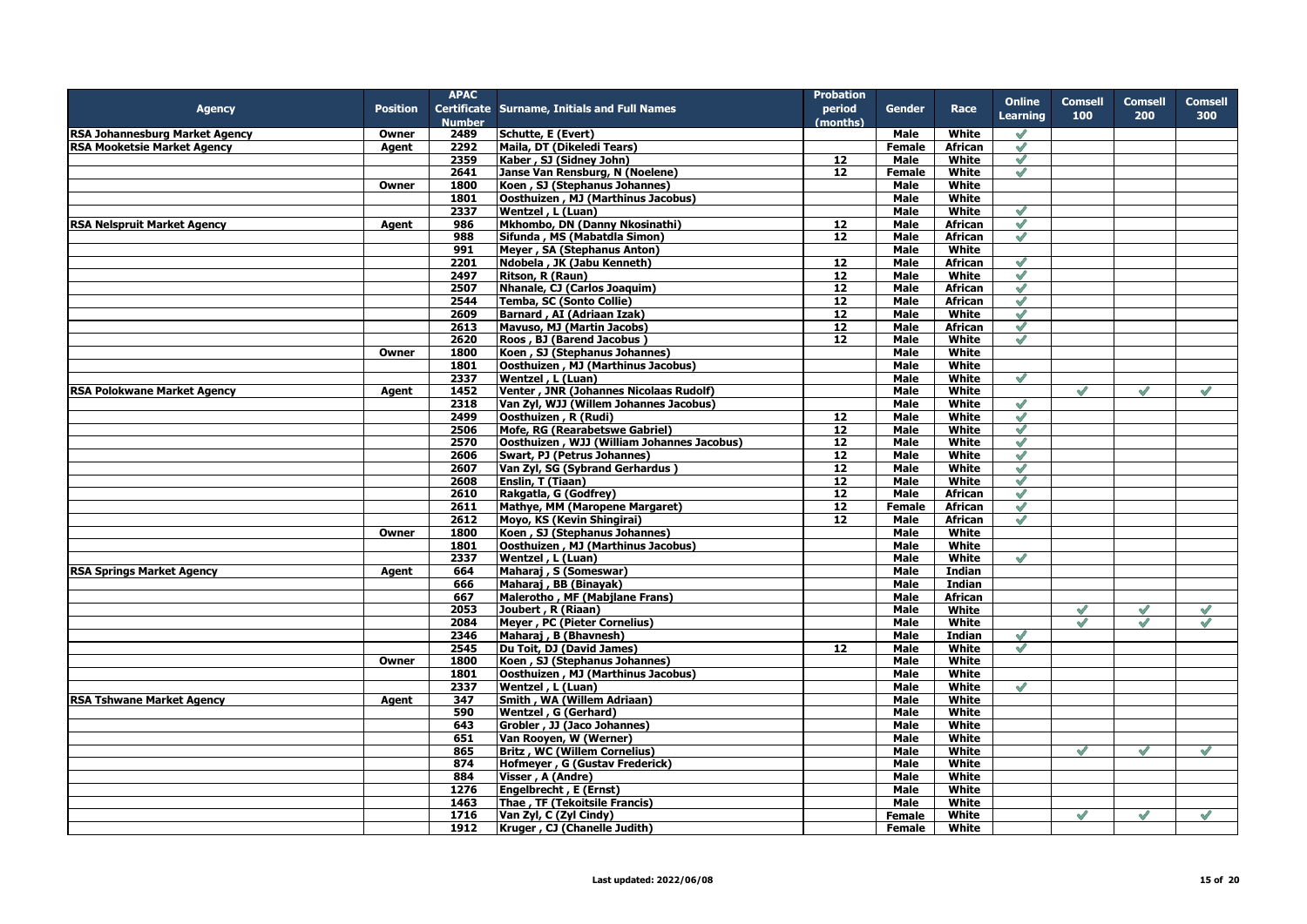| Agency | Position | APAC Certificate Number | Surname, Initials and Full Names | Probation period (months) | Gender | Race | Online Learning | Comsell 100 | Comsell 200 | Comsell 300 |
|---|---|---|---|---|---|---|---|---|---|---|
| RSA Johannesburg Market Agency | Owner | 2489 | Schutte, E (Evert) | | Male | White | ✓ | | | |
| RSA Mooketsie Market Agency | Agent | 2292 | Maila, DT (Dikeledi Tears) | | Female | African | ✓ | | | |
| | | 2359 | Kaber , SJ (Sidney John) | 12 | Male | White | ✓ | | | |
| | | 2641 | Janse Van Rensburg, N (Noelene) | 12 | Female | White | ✓ | | | |
| | Owner | 1800 | Koen , SJ (Stephanus Johannes) | | Male | White | | | | |
| | | 1801 | Oosthuizen , MJ (Marthinus Jacobus) | | Male | White | | | | |
| | | 2337 | Wentzel , L (Luan) | | Male | White | ✓ | | | |
| RSA Nelspruit Market Agency | Agent | 986 | Mkhombo, DN (Danny Nkosinathi) | 12 | Male | African | ✓ | | | |
| | | 988 | Sifunda , MS (Mabatdla Simon) | 12 | Male | African | ✓ | | | |
| | | 991 | Meyer , SA (Stephanus Anton) | | Male | White | | | | |
| | | 2201 | Ndobela , JK (Jabu Kenneth) | 12 | Male | African | ✓ | | | |
| | | 2497 | Ritson, R (Raun) | 12 | Male | White | ✓ | | | |
| | | 2507 | Nhanale, CJ (Carlos Joaquim) | 12 | Male | African | ✓ | | | |
| | | 2544 | Temba, SC (Sonto Collie) | 12 | Male | African | ✓ | | | |
| | | 2609 | Barnard , AI (Adriaan Izak) | 12 | Male | White | ✓ | | | |
| | | 2613 | Mavuso, MJ (Martin Jacobs) | 12 | Male | African | ✓ | | | |
| | | 2620 | Roos , BJ (Barend Jacobus ) | 12 | Male | White | ✓ | | | |
| | Owner | 1800 | Koen , SJ (Stephanus Johannes) | | Male | White | | | | |
| | | 1801 | Oosthuizen , MJ (Marthinus Jacobus) | | Male | White | | | | |
| | | 2337 | Wentzel , L (Luan) | | Male | White | ✓ | | | |
| RSA Polokwane Market Agency | Agent | 1452 | Venter , JNR (Johannes Nicolaas Rudolf) | | Male | White | | ✓ | ✓ | ✓ |
| | | 2318 | Van Zyl, WJJ (Willem Johannes Jacobus) | | Male | White | ✓ | | | |
| | | 2499 | Oosthuizen , R (Rudi) | 12 | Male | White | ✓ | | | |
| | | 2506 | Mofe, RG (Rearabetswe Gabriel) | 12 | Male | White | ✓ | | | |
| | | 2570 | Oosthuizen , WJJ (William Johannes Jacobus) | 12 | Male | White | ✓ | | | |
| | | 2606 | Swart, PJ (Petrus Johannes) | 12 | Male | White | ✓ | | | |
| | | 2607 | Van Zyl, SG (Sybrand Gerhardus ) | 12 | Male | White | ✓ | | | |
| | | 2608 | Enslin, T (Tiaan) | 12 | Male | White | ✓ | | | |
| | | 2610 | Rakgatla, G (Godfrey) | 12 | Male | African | ✓ | | | |
| | | 2611 | Mathye, MM (Maropene Margaret) | 12 | Female | African | ✓ | | | |
| | | 2612 | Moyo, KS (Kevin Shingirai) | 12 | Male | African | ✓ | | | |
| | Owner | 1800 | Koen , SJ (Stephanus Johannes) | | Male | White | | | | |
| | | 1801 | Oosthuizen , MJ (Marthinus Jacobus) | | Male | White | | | | |
| | | 2337 | Wentzel , L (Luan) | | Male | White | ✓ | | | |
| RSA Springs Market Agency | Agent | 664 | Maharaj , S (Someswar) | | Male | Indian | | | | |
| | | 666 | Maharaj , BB (Binayak) | | Male | Indian | | | | |
| | | 667 | Malerotho , MF (Mabjlane Frans) | | Male | African | | | | |
| | | 2053 | Joubert , R (Riaan) | | Male | White | | ✓ | ✓ | ✓ |
| | | 2084 | Meyer , PC (Pieter Cornelius) | | Male | White | | ✓ | ✓ | ✓ |
| | | 2346 | Maharaj , B (Bhavnesh) | | Male | Indian | ✓ | | | |
| | | 2545 | Du Toit, DJ (David James) | 12 | Male | White | ✓ | | | |
| | Owner | 1800 | Koen , SJ (Stephanus Johannes) | | Male | White | | | | |
| | | 1801 | Oosthuizen , MJ (Marthinus Jacobus) | | Male | White | | | | |
| | | 2337 | Wentzel , L (Luan) | | Male | White | ✓ | | | |
| RSA Tshwane Market Agency | Agent | 347 | Smith , WA (Willem Adriaan) | | Male | White | | | | |
| | | 590 | Wentzel , G (Gerhard) | | Male | White | | | | |
| | | 643 | Grobler , JJ (Jaco Johannes) | | Male | White | | | | |
| | | 651 | Van Rooyen, W (Werner) | | Male | White | | | | |
| | | 865 | Britz , WC (Willem Cornelius) | | Male | White | | ✓ | ✓ | ✓ |
| | | 874 | Hofmeyer , G (Gustav Frederick) | | Male | White | | | | |
| | | 884 | Visser , A (Andre) | | Male | White | | | | |
| | | 1276 | Engelbrecht , E (Ernst) | | Male | White | | | | |
| | | 1463 | Thae , TF (Tekoitsile Francis) | | Male | White | | | | |
| | | 1716 | Van Zyl, C (Zyl Cindy) | | Female | White | | ✓ | ✓ | ✓ |
| | | 1912 | Kruger , CJ (Chanelle Judith) | | Female | White | | | | |

**Last updated: 2022/06/08**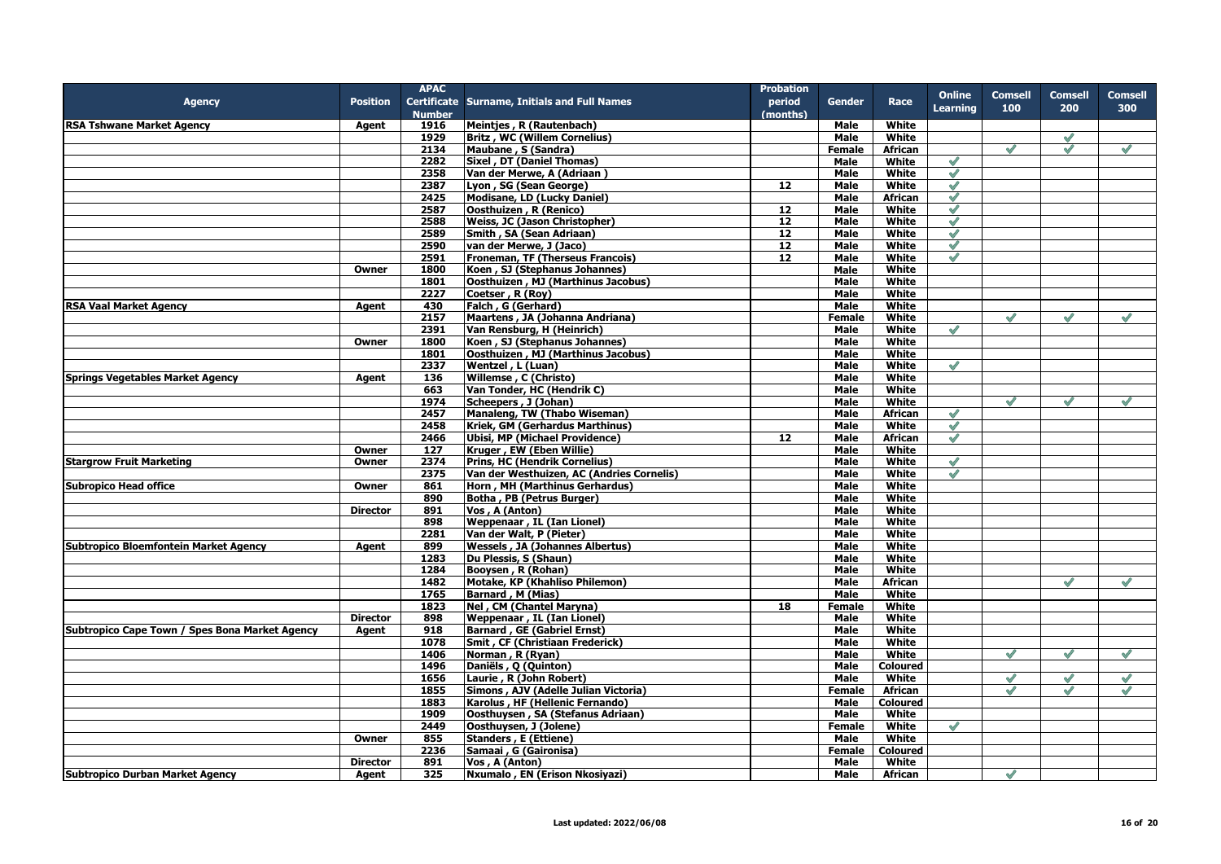| Agency | Position | APAC Certificate Number | Surname, Initials and Full Names | Probation period (months) | Gender | Race | Online Learning | Comsell 100 | Comsell 200 | Comsell 300 |
|---|---|---|---|---|---|---|---|---|---|---|
| RSA Tshwane Market Agency | Agent | 1916 | Meintjes , R (Rautenbach) | | Male | White | | | | |
| | | 1929 | Britz , WC (Willem Cornelius) | | Male | White | | | ✓ | |
| | | 2134 | Maubane , S (Sandra) | | Female | African | | ✓ | ✓ | ✓ |
| | | 2282 | Sixel , DT (Daniel Thomas) | | Male | White | ✓ | | | |
| | | 2358 | Van der Merwe, A (Adriaan ) | | Male | White | ✓ | | | |
| | | 2387 | Lyon , SG (Sean George) | 12 | Male | White | ✓ | | | |
| | | 2425 | Modisane, LD (Lucky Daniel) | | Male | African | ✓ | | | |
| | | 2587 | Oosthuizen , R (Renico) | 12 | Male | White | ✓ | | | |
| | | 2588 | Weiss, JC (Jason Christopher) | 12 | Male | White | ✓ | | | |
| | | 2589 | Smith , SA (Sean Adriaan) | 12 | Male | White | ✓ | | | |
| | | 2590 | van der Merwe, J (Jaco) | 12 | Male | White | ✓ | | | |
| | | 2591 | Froneman, TF (Therseus Francois) | 12 | Male | White | ✓ | | | |
| | Owner | 1800 | Koen , SJ (Stephanus Johannes) | | Male | White | | | | |
| | | 1801 | Oosthuizen , MJ (Marthinus Jacobus) | | Male | White | | | | |
| | | 2227 | Coetser , R (Roy) | | Male | White | | | | |
| RSA Vaal Market Agency | Agent | 430 | Falch , G (Gerhard) | | Male | White | | | | |
| | | 2157 | Maartens , JA (Johanna Andriana) | | Female | White | | ✓ | ✓ | ✓ |
| | | 2391 | Van Rensburg, H (Heinrich) | | Male | White | ✓ | | | |
| | Owner | 1800 | Koen , SJ (Stephanus Johannes) | | Male | White | | | | |
| | | 1801 | Oosthuizen , MJ (Marthinus Jacobus) | | Male | White | | | | |
| | | 2337 | Wentzel , L (Luan) | | Male | White | ✓ | | | |
| Springs Vegetables Market Agency | Agent | 136 | Willemse , C (Christo) | | Male | White | | | | |
| | | 663 | Van Tonder, HC (Hendrik C) | | Male | White | | | | |
| | | 1974 | Scheepers , J (Johan) | | Male | White | | ✓ | ✓ | ✓ |
| | | 2457 | Manaleng, TW (Thabo Wiseman) | | Male | African | ✓ | | | |
| | | 2458 | Kriek, GM (Gerhardus Marthinus) | | Male | White | ✓ | | | |
| | | 2466 | Ubisi, MP (Michael Providence) | 12 | Male | African | ✓ | | | |
| | Owner | 127 | Kruger , EW (Eben Willie) | | Male | White | | | | |
| Stargrow Fruit Marketing | Owner | 2374 | Prins, HC (Hendrik Cornelius) | | Male | White | ✓ | | | |
| | | 2375 | Van der Westhuizen, AC (Andries Cornelis) | | Male | White | ✓ | | | |
| Subtropico Head office | Owner | 861 | Horn , MH (Marthinus Gerhardus) | | Male | White | | | | |
| | | 890 | Botha , PB (Petrus Burger) | | Male | White | | | | |
| | Director | 891 | Vos , A (Anton) | | Male | White | | | | |
| | | 898 | Weppenaar , IL (Ian Lionel) | | Male | White | | | | |
| | | 2281 | Van der Walt, P (Pieter) | | Male | White | | | | |
| Subtropico Bloemfontein Market Agency | Agent | 899 | Wessels , JA (Johannes Albertus) | | Male | White | | | | |
| | | 1283 | Du Plessis, S (Shaun) | | Male | White | | | | |
| | | 1284 | Booysen , R (Rohan) | | Male | White | | | | |
| | | 1482 | Motake, KP (Khahliso Philemon) | | Male | African | | | ✓ | ✓ |
| | | 1765 | Barnard , M (Mias) | | Male | White | | | | |
| | | 1823 | Nel , CM (Chantel Maryna) | 18 | Female | White | | | | |
| | Director | 898 | Weppenaar , IL (Ian Lionel) | | Male | White | | | | |
| Subtropico Cape Town / Spes Bona Market Agency | Agent | 918 | Barnard , GE (Gabriel Ernst) | | Male | White | | | | |
| | | 1078 | Smit , CF (Christiaan Frederick) | | Male | White | | | | |
| | | 1406 | Norman , R (Ryan) | | Male | White | | ✓ | ✓ | ✓ |
| | | 1496 | Daniëls , Q (Quinton) | | Male | Coloured | | | | |
| | | 1656 | Laurie , R (John Robert) | | Male | White | | ✓ | ✓ | ✓ |
| | | 1855 | Simons , AJV (Adelle Julian Victoria) | | Female | African | | ✓ | ✓ | ✓ |
| | | 1883 | Karolus , HF (Hellenic Fernando) | | Male | Coloured | | | | |
| | | 1909 | Oosthuysen , SA (Stefanus Adriaan) | | Male | White | | | | |
| | | 2449 | Oosthuysen, J (Jolene) | | Female | White | ✓ | | | |
| | Owner | 855 | Standers , E (Ettiene) | | Male | White | | | | |
| | | 2236 | Samaai , G (Gaironisa) | | Female | Coloured | | | | |
| | Director | 891 | Vos , A (Anton) | | Male | White | | | | |
| Subtropico Durban Market Agency | Agent | 325 | Nxumalo , EN (Erison Nkosiyazi) | | Male | African | | ✓ | | |

Last updated: 2022/06/08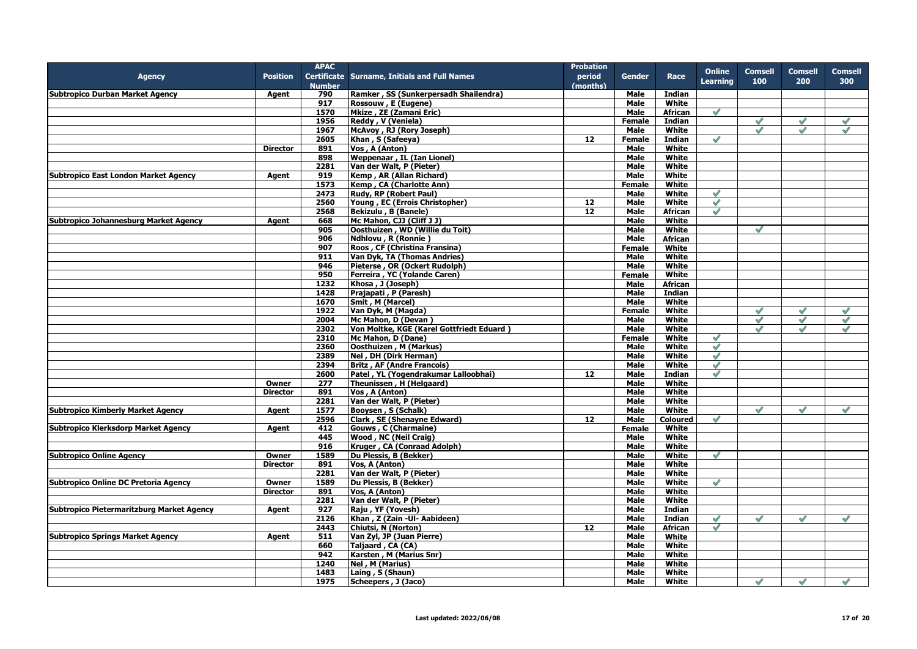| Agency | Position | APAC Certificate Number | Surname, Initials and Full Names | Probation period (months) | Gender | Race | Online Learning | Comsell 100 | Comsell 200 | Comsell 300 |
|---|---|---|---|---|---|---|---|---|---|---|
| Subtropico Durban Market Agency | Agent | 790 | Ramker , SS (Sunkerpersadh Shailendra) | | Male | Indian | | | | |
| | | 917 | Rossouw , E (Eugene) | | Male | White | | | | |
| | | 1570 | Mkize , ZE (Zamani Eric) | | Male | African | ✓ | | | |
| | | 1956 | Reddy , V (Veniela) | | Female | Indian | | ✓ | ✓ | ✓ |
| | | 1967 | McAvoy , RJ (Rory Joseph) | | Male | White | | ✓ | ✓ | ✓ |
| | | 2605 | Khan , S (Safeeya) | 12 | Female | Indian | ✓ | | | |
| | Director | 891 | Vos , A (Anton) | | Male | White | | | | |
| | | 898 | Weppenaar , IL (Ian Lionel) | | Male | White | | | | |
| | | 2281 | Van der Walt, P (Pieter) | | Male | White | | | | |
| Subtropico East London Market Agency | Agent | 919 | Kemp , AR (Allan Richard) | | Male | White | | | | |
| | | 1573 | Kemp , CA (Charlotte Ann) | | Female | White | | | | |
| | | 2473 | Rudy, RP (Robert Paul) | | Male | White | ✓ | | | |
| | | 2560 | Young , EC (Errois Christopher) | 12 | Male | White | ✓ | | | |
| | | 2568 | Bekizulu , B (Banele) | 12 | Male | African | ✓ | | | |
| Subtropico Johannesburg Market Agency | Agent | 668 | Mc Mahon, CJJ (Cliff J J) | | Male | White | | | | |
| | | 905 | Oosthuizen , WD (Willie du Toit) | | Male | White | | ✓ | | |
| | | 906 | Ndhlovu , R (Ronnie ) | | Male | African | | | | |
| | | 907 | Roos , CF (Christina Fransina) | | Female | White | | | | |
| | | 911 | Van Dyk, TA (Thomas Andries) | | Male | White | | | | |
| | | 946 | Pieterse , OR (Ockert Rudolph) | | Male | White | | | | |
| | | 950 | Ferreira , YC (Yolande Caren) | | Female | White | | | | |
| | | 1232 | Khosa , J (Joseph) | | Male | African | | | | |
| | | 1428 | Prajapati , P (Paresh) | | Male | Indian | | | | |
| | | 1670 | Smit , M (Marcel) | | Male | White | | | | |
| | | 1922 | Van Dyk, M (Magda) | | Female | White | | ✓ | ✓ | ✓ |
| | | 2004 | Mc Mahon, D (Devan ) | | Male | White | | ✓ | ✓ | ✓ |
| | | 2302 | Von Moltke, KGE (Karel Gottfriedt Eduard ) | | Male | White | | ✓ | ✓ | ✓ |
| | | 2310 | Mc Mahon, D (Dane) | | Female | White | ✓ | | | |
| | | 2360 | Oosthuizen , M (Markus) | | Male | White | ✓ | | | |
| | | 2389 | Nel , DH (Dirk Herman) | | Male | White | ✓ | | | |
| | | 2394 | Britz , AF (Andre Francois) | | Male | White | ✓ | | | |
| | | 2600 | Patel , YL (Yogendrakumar Lalloobhai) | 12 | Male | Indian | ✓ | | | |
| | Owner | 277 | Theunissen , H (Helgaard) | | Male | White | | | | |
| | Director | 891 | Vos , A (Anton) | | Male | White | | | | |
| | | 2281 | Van der Walt, P (Pieter) | | Male | White | | | | |
| Subtropico Kimberly Market Agency | Agent | 1577 | Booysen , S (Schalk) | | Male | White | | ✓ | ✓ | ✓ |
| | | 2596 | Clark , SE (Shenayne Edward) | 12 | Male | Coloured | ✓ | | | |
| Subtropico Klerksdorp Market Agency | Agent | 412 | Gouws , C (Charmaine) | | Female | White | | | | |
| | | 445 | Wood , NC (Neil Craig) | | Male | White | | | | |
| | | 916 | Kruger , CA (Conraad Adolph) | | Male | White | | | | |
| Subtropico Online Agency | Owner | 1589 | Du Plessis, B (Bekker) | | Male | White | ✓ | | | |
| | Director | 891 | Vos, A (Anton) | | Male | White | | | | |
| | | 2281 | Van der Walt, P (Pieter) | | Male | White | | | | |
| Subtropico Online DC Pretoria Agency | Owner | 1589 | Du Plessis, B (Bekker) | | Male | White | ✓ | | | |
| | Director | 891 | Vos, A (Anton) | | Male | White | | | | |
| | | 2281 | Van der Walt, P (Pieter) | | Male | White | | | | |
| Subtropico Pietermaritzburg Market Agency | Agent | 927 | Raju , YF (Yovesh) | | Male | Indian | | | | |
| | | 2126 | Khan , Z (Zain -Ul- Aabideen) | | Male | Indian | ✓ | ✓ | ✓ | ✓ |
| | | 2443 | Chiutsi, N (Norton) | 12 | Male | African | ✓ | | | |
| Subtropico Springs Market Agency | Agent | 511 | Van Zyl, JP (Juan Pierre) | | Male | White | | | | |
| | | 660 | Taljaard , CA (CA) | | Male | White | | | | |
| | | 942 | Karsten , M (Marius Snr) | | Male | White | | | | |
| | | 1240 | Nel , M (Marius) | | Male | White | | | | |
| | | 1483 | Laing , S (Shaun) | | Male | White | | | | |
| | | 1975 | Scheepers , J (Jaco) | | Male | White | | ✓ | ✓ | ✓ |

Last updated: 2022/06/08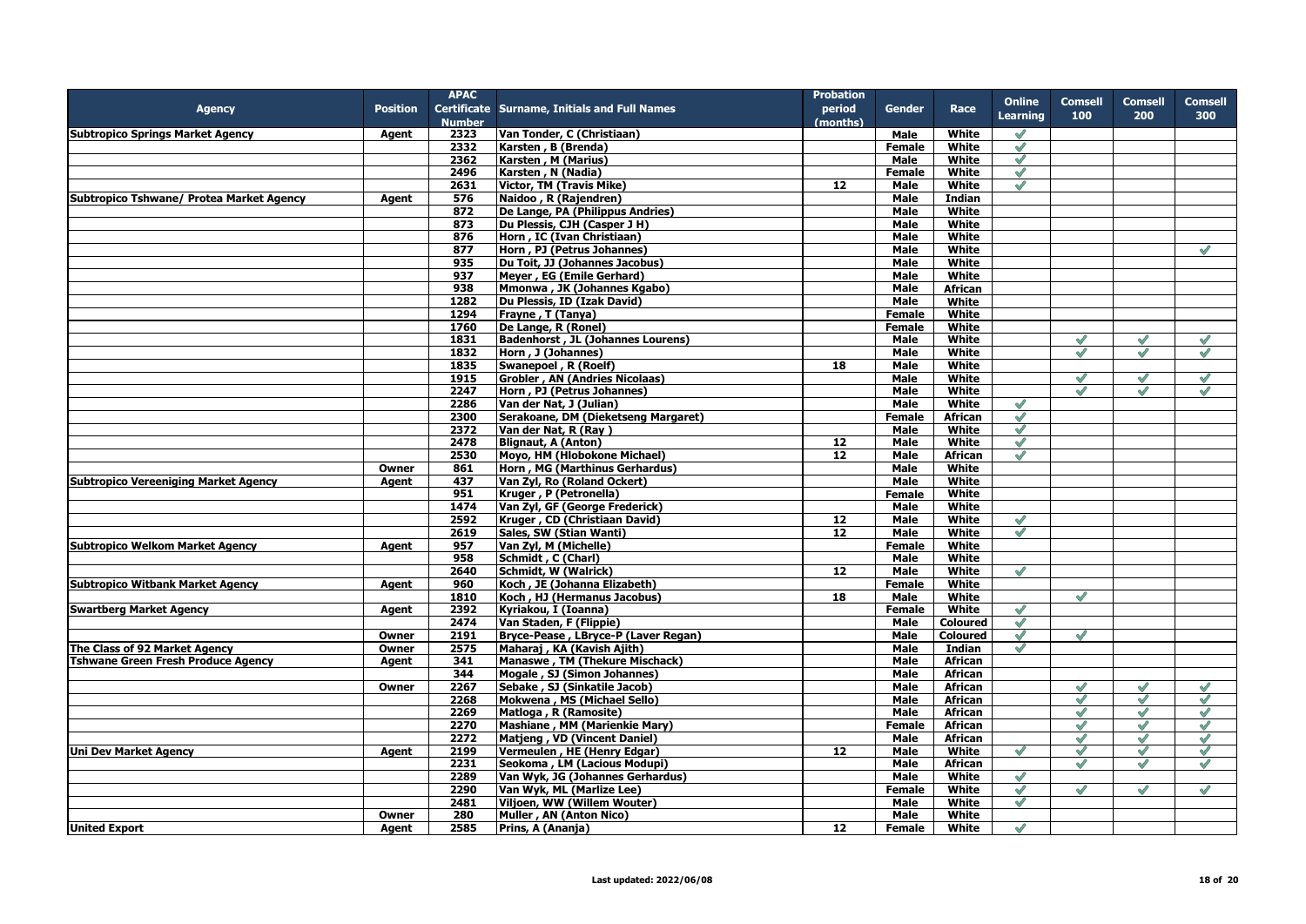| Agency | Position | APAC Certificate Number | Surname, Initials and Full Names | Probation period (months) | Gender | Race | Online Learning | Comsell 100 | Comsell 200 | Comsell 300 |
|---|---|---|---|---|---|---|---|---|---|---|
| Subtropico Springs Market Agency | Agent | 2323 | Van Tonder, C (Christiaan) | | Male | White | ✓ | | | |
| | | 2332 | Karsten , B (Brenda) | | Female | White | ✓ | | | |
| | | 2362 | Karsten , M (Marius) | | Male | White | ✓ | | | |
| | | 2496 | Karsten , N (Nadia) | | Female | White | ✓ | | | |
| | | 2631 | Victor, TM (Travis Mike) | 12 | Male | White | ✓ | | | |
| Subtropico Tshwane/ Protea Market Agency | Agent | 576 | Naidoo , R (Rajendren) | | Male | Indian | | | | |
| | | 872 | De Lange, PA (Philippus Andries) | | Male | White | | | | |
| | | 873 | Du Plessis, CJH (Casper J H) | | Male | White | | | | |
| | | 876 | Horn , IC (Ivan Christiaan) | | Male | White | | | | |
| | | 877 | Horn , PJ (Petrus Johannes) | | Male | White | | | | ✓ |
| | | 935 | Du Toit, JJ (Johannes Jacobus) | | Male | White | | | | |
| | | 937 | Meyer , EG (Emile Gerhard) | | Male | White | | | | |
| | | 938 | Mmonwa , JK (Johannes Kgabo) | | Male | African | | | | |
| | | 1282 | Du Plessis, ID (Izak David) | | Male | White | | | | |
| | | 1294 | Frayne , T (Tanya) | | Female | White | | | | |
| | | 1760 | De Lange, R (Ronel) | | Female | White | | | | |
| | | 1831 | Badenhorst , JL (Johannes Lourens) | | Male | White | | ✓ | ✓ | ✓ |
| | | 1832 | Horn , J (Johannes) | | Male | White | | ✓ | ✓ | ✓ |
| | | 1835 | Swanepoel , R (Roelf) | 18 | Male | White | | | | |
| | | 1915 | Grobler , AN (Andries Nicolaas) | | Male | White | | ✓ | ✓ | ✓ |
| | | 2247 | Horn , PJ (Petrus Johannes) | | Male | White | | ✓ | ✓ | ✓ |
| | | 2286 | Van der Nat, J (Julian) | | Male | White | ✓ | | | |
| | | 2300 | Serakoane, DM (Dieketseng Margaret) | | Female | African | ✓ | | | |
| | | 2372 | Van der Nat, R (Ray ) | | Male | White | ✓ | | | |
| | | 2478 | Blignaut, A (Anton) | 12 | Male | White | ✓ | | | |
| | | 2530 | Moyo, HM (Hlobokone Michael) | 12 | Male | African | ✓ | | | |
| | Owner | 861 | Horn , MG (Marthinus Gerhardus) | | Male | White | | | | |
| Subtropico Vereeniging Market Agency | Agent | 437 | Van Zyl, Ro (Roland Ockert) | | Male | White | | | | |
| | | 951 | Kruger , P (Petronella) | | Female | White | | | | |
| | | 1474 | Van Zyl, GF (George Frederick) | | Male | White | | | | |
| | | 2592 | Kruger , CD (Christiaan David) | 12 | Male | White | ✓ | | | |
| | | 2619 | Sales, SW (Stian Wanti) | 12 | Male | White | ✓ | | | |
| Subtropico Welkom Market Agency | Agent | 957 | Van Zyl, M (Michelle) | | Female | White | | | | |
| | | 958 | Schmidt , C (Charl) | | Male | White | | | | |
| | | 2640 | Schmidt, W (Walrick) | 12 | Male | White | ✓ | | | |
| Subtropico Witbank Market Agency | Agent | 960 | Koch , JE (Johanna Elizabeth) | | Female | White | | | | |
| | | 1810 | Koch , HJ (Hermanus Jacobus) | 18 | Male | White | | ✓ | | |
| Swartberg Market Agency | Agent | 2392 | Kyriakou, I (Ioanna) | | Female | White | ✓ | | | |
| | | 2474 | Van Staden, F (Flippie) | | Male | Coloured | ✓ | | | |
| | Owner | 2191 | Bryce-Pease , LBryce-P (Laver Regan) | | Male | Coloured | ✓ | ✓ | | |
| The Class of 92 Market Agency | Owner | 2575 | Maharaj , KA (Kavish Ajith) | | Male | Indian | ✓ | | | |
| Tshwane Green Fresh Produce Agency | Agent | 341 | Manaswe , TM (Thekure Mischack) | | Male | African | | | | |
| | | 344 | Mogale , SJ (Simon Johannes) | | Male | African | | | | |
| | Owner | 2267 | Sebake , SJ (Sinkatile Jacob) | | Male | African | | ✓ | ✓ | ✓ |
| | | 2268 | Mokwena , MS (Michael Sello) | | Male | African | | ✓ | ✓ | ✓ |
| | | 2269 | Matloga , R (Ramosite) | | Male | African | | ✓ | ✓ | ✓ |
| | | 2270 | Mashiane , MM (Marienkie Mary) | | Female | African | | ✓ | ✓ | ✓ |
| | | 2272 | Matjeng , VD (Vincent Daniel) | | Male | African | | ✓ | ✓ | ✓ |
| Uni Dev Market Agency | Agent | 2199 | Vermeulen , HE (Henry Edgar) | 12 | Male | White | ✓ | ✓ | ✓ | ✓ |
| | | 2231 | Seokoma , LM (Lacious Modupi) | | Male | African | | ✓ | ✓ | ✓ |
| | | 2289 | Van Wyk, JG (Johannes Gerhardus) | | Male | White | ✓ | | | |
| | | 2290 | Van Wyk, ML (Marlize Lee) | | Female | White | ✓ | ✓ | ✓ | ✓ |
| | | 2481 | Viljoen, WW (Willem Wouter) | | Male | White | ✓ | | | |
| | Owner | 280 | Muller , AN (Anton Nico) | | Male | White | | | | |
| United Export | Agent | 2585 | Prins, A (Ananja) | 12 | Female | White | ✓ | | | |

**Last updated: 2022/06/08**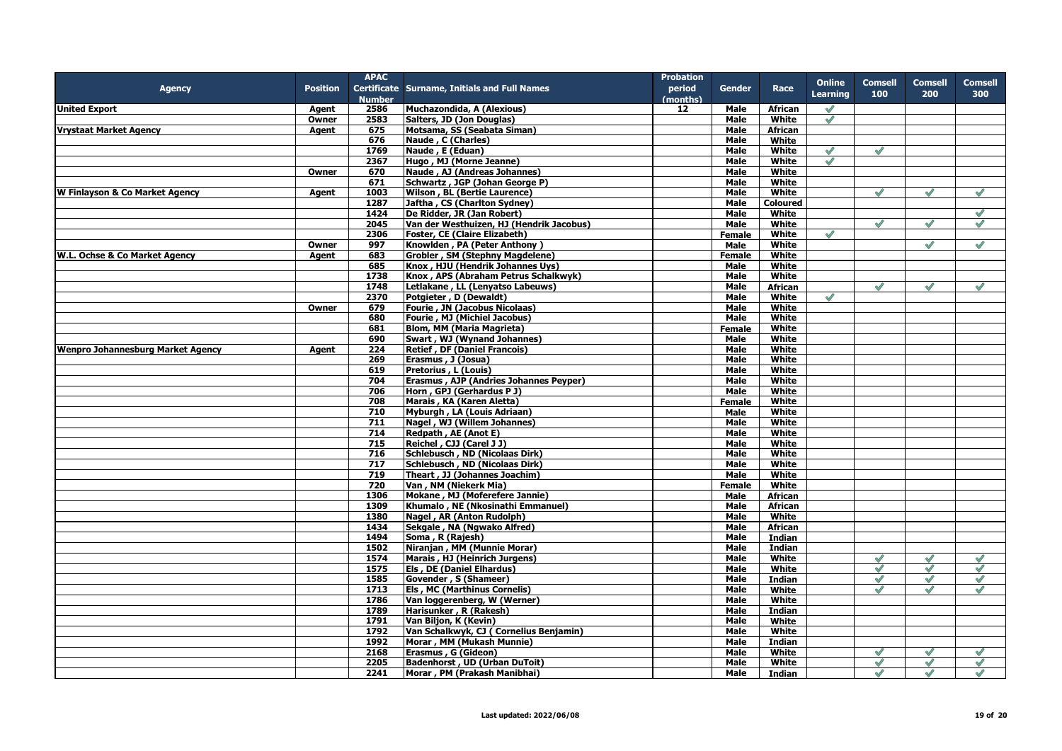| Agency | Position | APAC Certificate Number | Surname, Initials and Full Names | Probation period (months) | Gender | Race | Online Learning | Comsell 100 | Comsell 200 | Comsell 300 |
|---|---|---|---|---|---|---|---|---|---|---|
| United Export | Agent | 2586 | Muchazondida, A (Alexious) | 12 | Male | African | ✓ | | | |
| | Owner | 2583 | Salters, JD (Jon Douglas) | | Male | White | ✓ | | | |
| Vrystaat Market Agency | Agent | 675 | Motsama, SS (Seabata Siman) | | Male | African | | | | |
| | | 676 | Naude , C (Charles) | | Male | White | | | | |
| | | 1769 | Naude , E (Eduan) | | Male | White | ✓ | ✓ | | |
| | | 2367 | Hugo , MJ (Morne Jeanne) | | Male | White | ✓ | | | |
| | Owner | 670 | Naude , AJ (Andreas Johannes) | | Male | White | | | | |
| | | 671 | Schwartz , JGP (Johan George P) | | Male | White | | | | |
| W Finlayson & Co Market Agency | Agent | 1003 | Wilson , BL (Bertie Laurence) | | Male | White | | ✓ | ✓ | ✓ |
| | | 1287 | Jaftha , CS (Charlton Sydney) | | Male | Coloured | | | | |
| | | 1424 | De Ridder, JR (Jan Robert) | | Male | White | | | | ✓ |
| | | 2045 | Van der Westhuizen, HJ (Hendrik Jacobus) | | Male | White | | ✓ | ✓ | ✓ |
| | | 2306 | Foster, CE (Claire Elizabeth) | | Female | White | ✓ | | | |
| | Owner | 997 | Knowlden , PA (Peter Anthony ) | | Male | White | | | ✓ | ✓ |
| W.L. Ochse & Co Market Agency | Agent | 683 | Grobler , SM (Stephny Magdelene) | | Female | White | | | | |
| | | 685 | Knox , HJU (Hendrik Johannes Uys) | | Male | White | | | | |
| | | 1738 | Knox , APS (Abraham Petrus Schalkwyk) | | Male | White | | | | |
| | | 1748 | Letlakane , LL (Lenyatso Labeuws) | | Male | African | | ✓ | ✓ | ✓ |
| | | 2370 | Potgieter , D (Dewaldt) | | Male | White | ✓ | | | |
| | Owner | 679 | Fourie , JN (Jacobus Nicolaas) | | Male | White | | | | |
| | | 680 | Fourie , MJ (Michiel Jacobus) | | Male | White | | | | |
| | | 681 | Blom, MM (Maria Magrieta) | | Female | White | | | | |
| | | 690 | Swart , WJ (Wynand Johannes) | | Male | White | | | | |
| Wenpro Johannesburg Market Agency | Agent | 224 | Retief , DF (Daniel Francois) | | Male | White | | | | |
| | | 269 | Erasmus , J (Josua) | | Male | White | | | | |
| | | 619 | Pretorius , L (Louis) | | Male | White | | | | |
| | | 704 | Erasmus , AJP (Andries Johannes Peyper) | | Male | White | | | | |
| | | 706 | Horn , GPJ (Gerhardus P J) | | Male | White | | | | |
| | | 708 | Marais , KA (Karen Aletta) | | Female | White | | | | |
| | | 710 | Myburgh , LA (Louis Adriaan) | | Male | White | | | | |
| | | 711 | Nagel , WJ (Willem Johannes) | | Male | White | | | | |
| | | 714 | Redpath , AE (Anot E) | | Male | White | | | | |
| | | 715 | Reichel , CJJ (Carel J J) | | Male | White | | | | |
| | | 716 | Schlebusch , ND (Nicolaas Dirk) | | Male | White | | | | |
| | | 717 | Schlebusch , ND (Nicolaas Dirk) | | Male | White | | | | |
| | | 719 | Theart , JJ (Johannes Joachim) | | Male | White | | | | |
| | | 720 | Van , NM (Niekerk Mia) | | Female | White | | | | |
| | | 1306 | Mokane , MJ (Moferefere Jannie) | | Male | African | | | | |
| | | 1309 | Khumalo , NE (Nkosinathi Emmanuel) | | Male | African | | | | |
| | | 1380 | Nagel , AR (Anton Rudolph) | | Male | White | | | | |
| | | 1434 | Sekgale , NA (Ngwako Alfred) | | Male | African | | | | |
| | | 1494 | Soma , R (Rajesh) | | Male | Indian | | | | |
| | | 1502 | Niranjan , MM (Munnie Morar) | | Male | Indian | | | | |
| | | 1574 | Marais , HJ (Heinrich Jurgens) | | Male | White | | ✓ | ✓ | ✓ |
| | | 1575 | Els , DE (Daniel Elhardus) | | Male | White | | ✓ | ✓ | ✓ |
| | | 1585 | Govender , S (Shameer) | | Male | Indian | | ✓ | ✓ | ✓ |
| | | 1713 | Els , MC (Marthinus Cornelis) | | Male | White | | ✓ | ✓ | ✓ |
| | | 1786 | Van loggerenberg, W (Werner) | | Male | White | | | | |
| | | 1789 | Harisunker , R (Rakesh) | | Male | Indian | | | | |
| | | 1791 | Van Biljon, K (Kevin) | | Male | White | | | | |
| | | 1792 | Van Schalkwyk, CJ ( Cornelius Benjamin) | | Male | White | | | | |
| | | 1992 | Morar , MM (Mukash Munnie) | | Male | Indian | | | | |
| | | 2168 | Erasmus , G (Gideon) | | Male | White | | ✓ | ✓ | ✓ |
| | | 2205 | Badenhorst , UD (Urban DuToit) | | Male | White | | ✓ | ✓ | ✓ |
| | | 2241 | Morar , PM (Prakash Manibhai) | | Male | Indian | | ✓ | ✓ | ✓ |

Last updated: 2022/06/08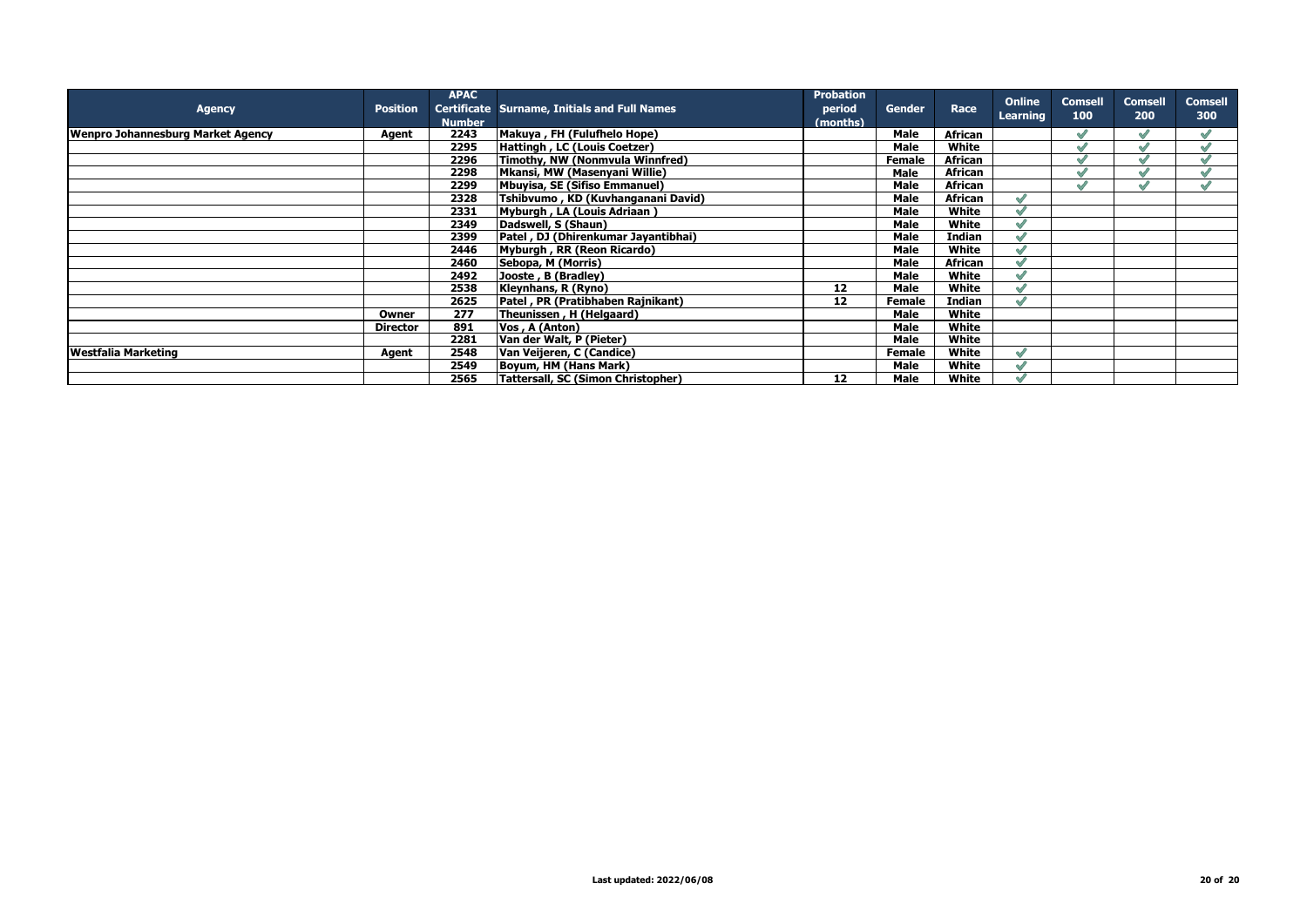| Agency | Position | APAC Certificate Number | Surname, Initials and Full Names | Probation period (months) | Gender | Race | Online Learning | Comsell 100 | Comsell 200 | Comsell 300 |
|---|---|---|---|---|---|---|---|---|---|---|
| Wenpro Johannesburg Market Agency | Agent | 2243 | Makuya , FH (Fulufhelo Hope) | | Male | African | | ✔ | ✔ | ✔ |
| | | 2295 | Hattingh , LC (Louis Coetzer) | | Male | White | | ✔ | ✔ | ✔ |
| | | 2296 | Timothy, NW (Nonmvula Winnfred) | | Female | African | | ✔ | ✔ | ✔ |
| | | 2298 | Mkansi, MW (Masenyani Willie) | | Male | African | | ✔ | ✔ | ✔ |
| | | 2299 | Mbuyisa, SE (Sifiso Emmanuel) | | Male | African | | ✔ | ✔ | ✔ |
| | | 2328 | Tshibvumo , KD (Kuvhanganani David) | | Male | African | ✔ | | | |
| | | 2331 | Myburgh , LA (Louis Adriaan ) | | Male | White | ✔ | | | |
| | | 2349 | Dadswell, S (Shaun) | | Male | White | ✔ | | | |
| | | 2399 | Patel , DJ (Dhirenkumar Jayantibhai) | | Male | Indian | ✔ | | | |
| | | 2446 | Myburgh , RR (Reon Ricardo) | | Male | White | ✔ | | | |
| | | 2460 | Sebopa, M (Morris) | | Male | African | ✔ | | | |
| | | 2492 | Jooste , B (Bradley) | | Male | White | ✔ | | | |
| | | 2538 | Kleynhans, R (Ryno) | 12 | Male | White | ✔ | | | |
| | | 2625 | Patel , PR (Pratibhaben Rajnikant) | 12 | Female | Indian | ✔ | | | |
| | Owner | 277 | Theunissen , H (Helgaard) | | Male | White | | | | |
| | Director | 891 | Vos , A (Anton) | | Male | White | | | | |
| | | 2281 | Van der Walt, P (Pieter) | | Male | White | | | | |
| Westfalia Marketing | Agent | 2548 | Van Veijeren, C (Candice) | | Female | White | ✔ | | | |
| | | 2549 | Boyum, HM (Hans Mark) | | Male | White | ✔ | | | |
| | | 2565 | Tattersall, SC (Simon Christopher) | 12 | Male | White | ✔ | | | |

Last updated: 2022/06/08